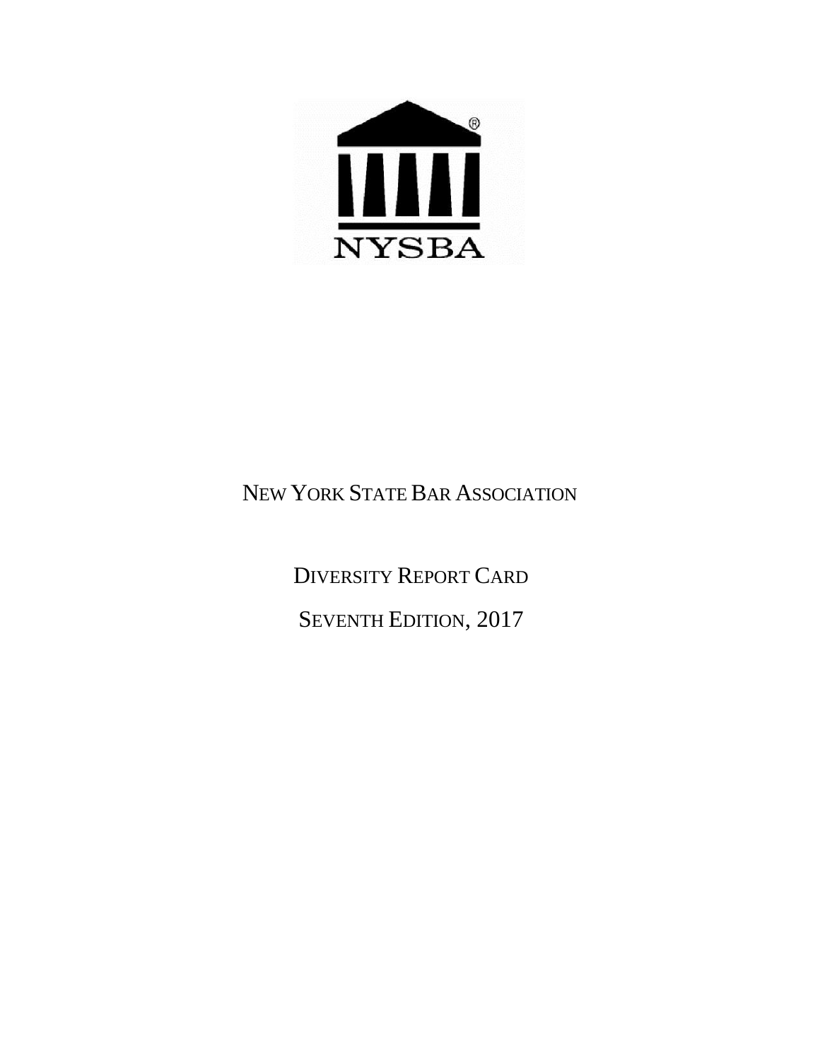NYSBA

# NEW YORK STATE BAR ASSOCIATION

## DIVERSITY REPORT CARD

## SEVENTH EDITION, 2017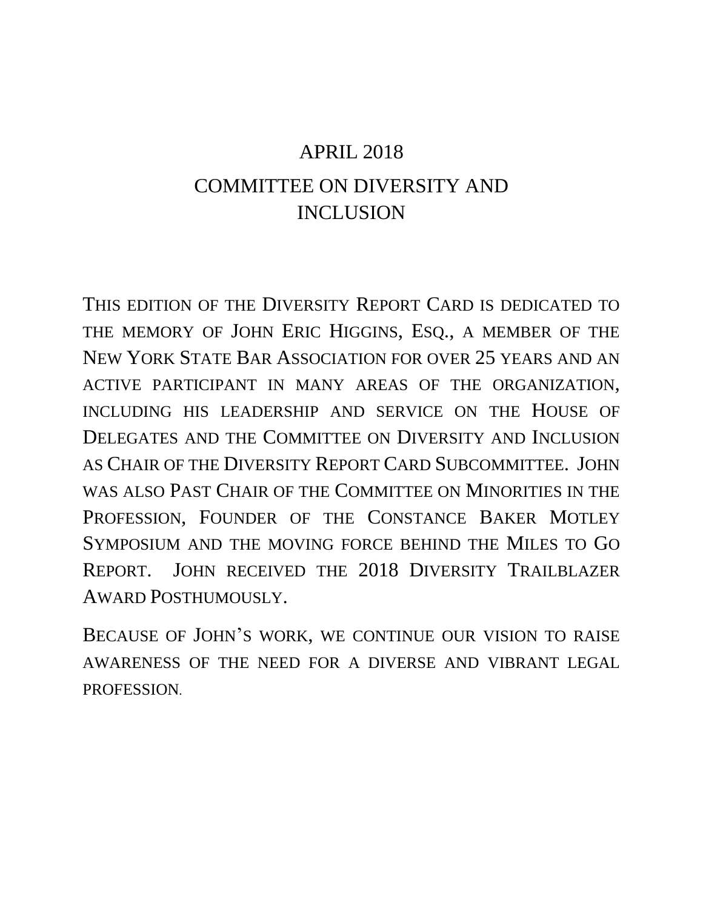# APRIL 2018

# COMMITTEE ON DIVERSITY AND INCLUSION

THIS EDITION OF THE DIVERSITY REPORT CARD IS DEDICATED TO THE MEMORY OF JOHN ERIC HIGGINS, ESQ., A MEMBER OF THE NEW YORK STATE BAR ASSOCIATION FOR OVER 25 YEARS AND AN ACTIVE PARTICIPANT IN MANY AREAS OF THE ORGANIZATION, INCLUDING HIS LEADERSHIP AND SERVICE ON THE HOUSE OF DELEGATES AND THE COMMITTEE ON DIVERSITY AND INCLUSION AS CHAIR OF THE DIVERSITY REPORT CARD SUBCOMMITTEE. JOHN WAS ALSO PAST CHAIR OF THE COMMITTEE ON MINORITIES IN THE PROFESSION, FOUNDER OF THE CONSTANCE BAKER MOTLEY SYMPOSIUM AND THE MOVING FORCE BEHIND THE MILES TO GO REPORT. JOHN RECEIVED THE 2018 DIVERSITY TRAILBLAZER AWARD POSTHUMOUSLY.

BECAUSE OF JOHN'S WORK, WE CONTINUE OUR VISION TO RAISE AWARENESS OF THE NEED FOR A DIVERSE AND VIBRANT LEGAL PROFESSION.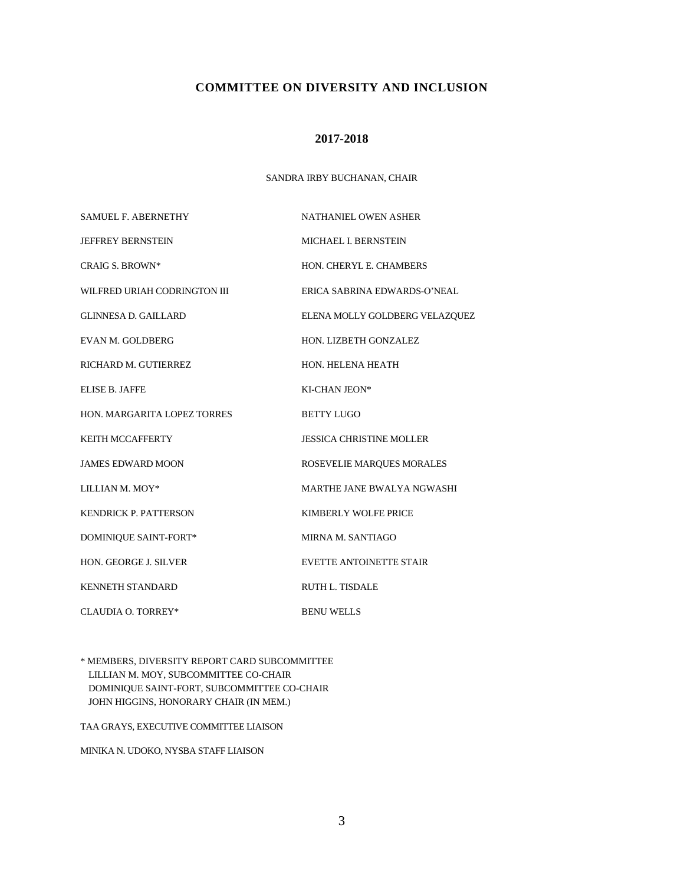# COMMITTEE ON DIVERSITY AND INCLUSION

## 2017-2018

SANDRA IRBY BUCHANAN, CHAIR

SAMUEL F. ABERNETHY

NATHANIEL OWEN ASHER

JEFFREY BERNSTEIN

MICHAEL I. BERNSTEIN

CRAIG S. BROWN*

HON. CHERYL E. CHAMBERS

WILFRED URIAH CODRINGTON III

ERICA SABRINA EDWARDS-O'NEAL

GLINNESA D. GAILLARD

ELENA MOLLY GOLDBERG VELAZQUEZ

EVAN M. GOLDBERG

HON. LIZBETH GONZALEZ

RICHARD M. GUTIERREZ

HON. HELENA HEATH

ELISE B. JAFFE

KI-CHAN JEON*

HON. MARGARITA LOPEZ TORRES

BETTY LUGO

KEITH MCCAFFERTY

JESSICA CHRISTINE MOLLER

JAMES EDWARD MOON

ROSEVELIE MARQUES MORALES

LILLIAN M. MOY*

MARTHE JANE BWALYA NGWASHI

KENDRICK P. PATTERSON

KIMBERLY WOLFE PRICE

DOMINIQUE SAINT-FORT*

MIRNA M. SANTIAGO

HON. GEORGE J. SILVER

EVETTE ANTOINETTE STAIR

KENNETH STANDARD

RUTH L. TISDALE

CLAUDIA O. TORREY*

BENU WELLS

\* MEMBERS, DIVERSITY REPORT CARD SUBCOMMITTEE
LILLIAN M. MOY, SUBCOMMITTEE CO-CHAIR
DOMINIQUE SAINT-FORT, SUBCOMMITTEE CO-CHAIR
JOHN HIGGINS, HONORARY CHAIR (IN MEM.)

TAA GRAYS, EXECUTIVE COMMITTEE LIAISON

MINIKA N. UDOKO, NYSBA STAFF LIAISON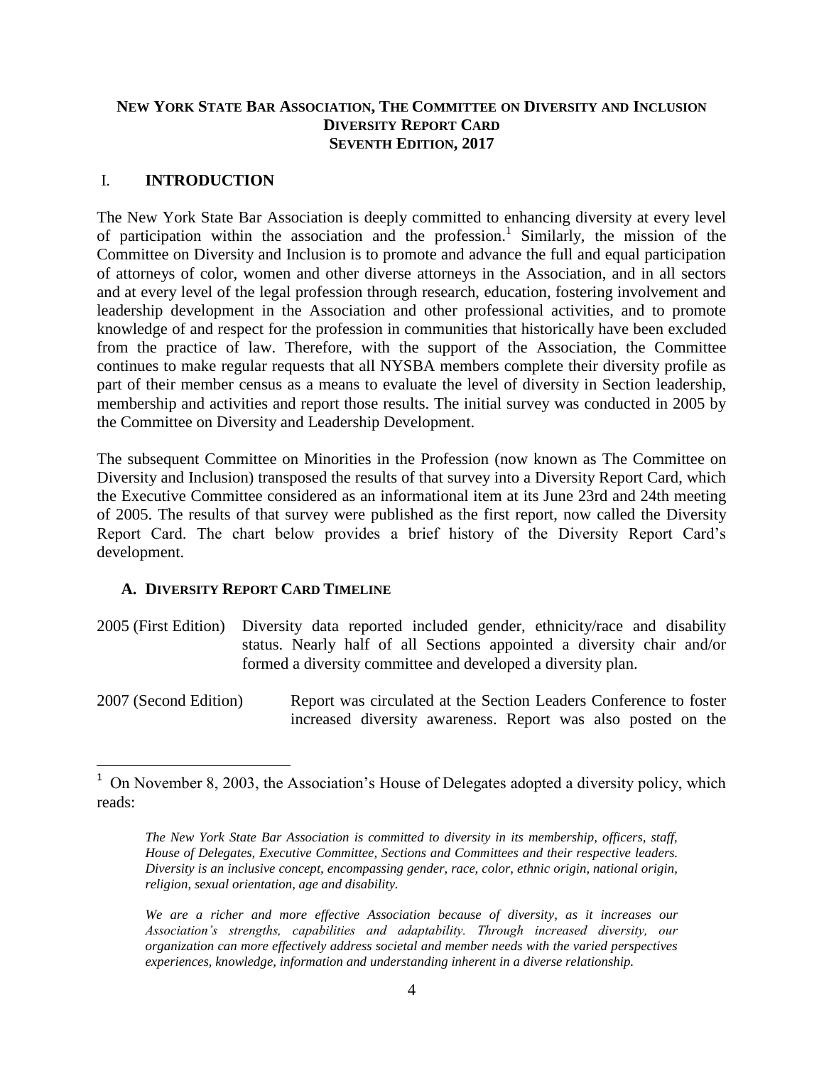**NEW YORK STATE BAR ASSOCIATION, THE COMMITTEE ON DIVERSITY AND INCLUSION**
**DIVERSITY REPORT CARD**
**SEVENTH EDITION, 2017**

## I. INTRODUCTION

The New York State Bar Association is deeply committed to enhancing diversity at every level of participation within the association and the profession.[1] Similarly, the mission of the Committee on Diversity and Inclusion is to promote and advance the full and equal participation of attorneys of color, women and other diverse attorneys in the Association, and in all sectors and at every level of the legal profession through research, education, fostering involvement and leadership development in the Association and other professional activities, and to promote knowledge of and respect for the profession in communities that historically have been excluded from the practice of law. Therefore, with the support of the Association, the Committee continues to make regular requests that all NYSBA members complete their diversity profile as part of their member census as a means to evaluate the level of diversity in Section leadership, membership and activities and report those results. The initial survey was conducted in 2005 by the Committee on Diversity and Leadership Development.

The subsequent Committee on Minorities in the Profession (now known as The Committee on Diversity and Inclusion) transposed the results of that survey into a Diversity Report Card, which the Executive Committee considered as an informational item at its June 23rd and 24th meeting of 2005. The results of that survey were published as the first report, now called the Diversity Report Card. The chart below provides a brief history of the Diversity Report Card's development.

### A. DIVERSITY REPORT CARD TIMELINE

2005 (First Edition) Diversity data reported included gender, ethnicity/race and disability status. Nearly half of all Sections appointed a diversity chair and/or formed a diversity committee and developed a diversity plan.

2007 (Second Edition) Report was circulated at the Section Leaders Conference to foster increased diversity awareness. Report was also posted on the

---

[1] On November 8, 2003, the Association's House of Delegates adopted a diversity policy, which reads:

> *The New York State Bar Association is committed to diversity in its membership, officers, staff, House of Delegates, Executive Committee, Sections and Committees and their respective leaders. Diversity is an inclusive concept, encompassing gender, race, color, ethnic origin, national origin, religion, sexual orientation, age and disability.*
>
> *We are a richer and more effective Association because of diversity, as it increases our Association's strengths, capabilities and adaptability. Through increased diversity, our organization can more effectively address societal and member needs with the varied perspectives experiences, knowledge, information and understanding inherent in a diverse relationship.*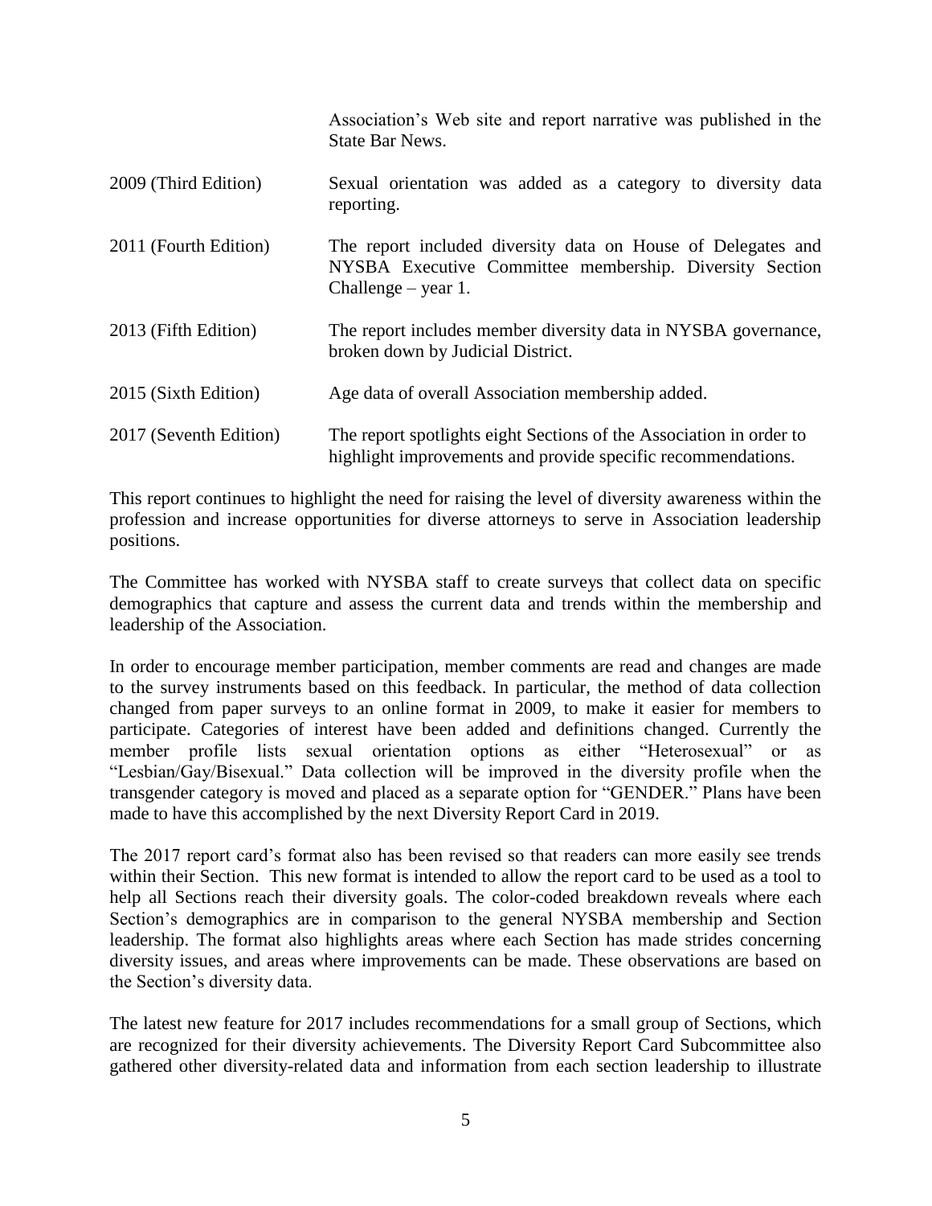| | |
|---|---|
| | Association's Web site and report narrative was published in the State Bar News. |
| 2009 (Third Edition) | Sexual orientation was added as a category to diversity data reporting. |
| 2011 (Fourth Edition) | The report included diversity data on House of Delegates and NYSBA Executive Committee membership. Diversity Section Challenge – year 1. |
| 2013 (Fifth Edition) | The report includes member diversity data in NYSBA governance, broken down by Judicial District. |
| 2015 (Sixth Edition) | Age data of overall Association membership added. |
| 2017 (Seventh Edition) | The report spotlights eight Sections of the Association in order to highlight improvements and provide specific recommendations. |

This report continues to highlight the need for raising the level of diversity awareness within the profession and increase opportunities for diverse attorneys to serve in Association leadership positions.

The Committee has worked with NYSBA staff to create surveys that collect data on specific demographics that capture and assess the current data and trends within the membership and leadership of the Association.

In order to encourage member participation, member comments are read and changes are made to the survey instruments based on this feedback. In particular, the method of data collection changed from paper surveys to an online format in 2009, to make it easier for members to participate. Categories of interest have been added and definitions changed. Currently the member profile lists sexual orientation options as either "Heterosexual" or as "Lesbian/Gay/Bisexual." Data collection will be improved in the diversity profile when the transgender category is moved and placed as a separate option for "GENDER." Plans have been made to have this accomplished by the next Diversity Report Card in 2019.

The 2017 report card's format also has been revised so that readers can more easily see trends within their Section. This new format is intended to allow the report card to be used as a tool to help all Sections reach their diversity goals. The color-coded breakdown reveals where each Section's demographics are in comparison to the general NYSBA membership and Section leadership. The format also highlights areas where each Section has made strides concerning diversity issues, and areas where improvements can be made. These observations are based on the Section's diversity data.

The latest new feature for 2017 includes recommendations for a small group of Sections, which are recognized for their diversity achievements. The Diversity Report Card Subcommittee also gathered other diversity-related data and information from each section leadership to illustrate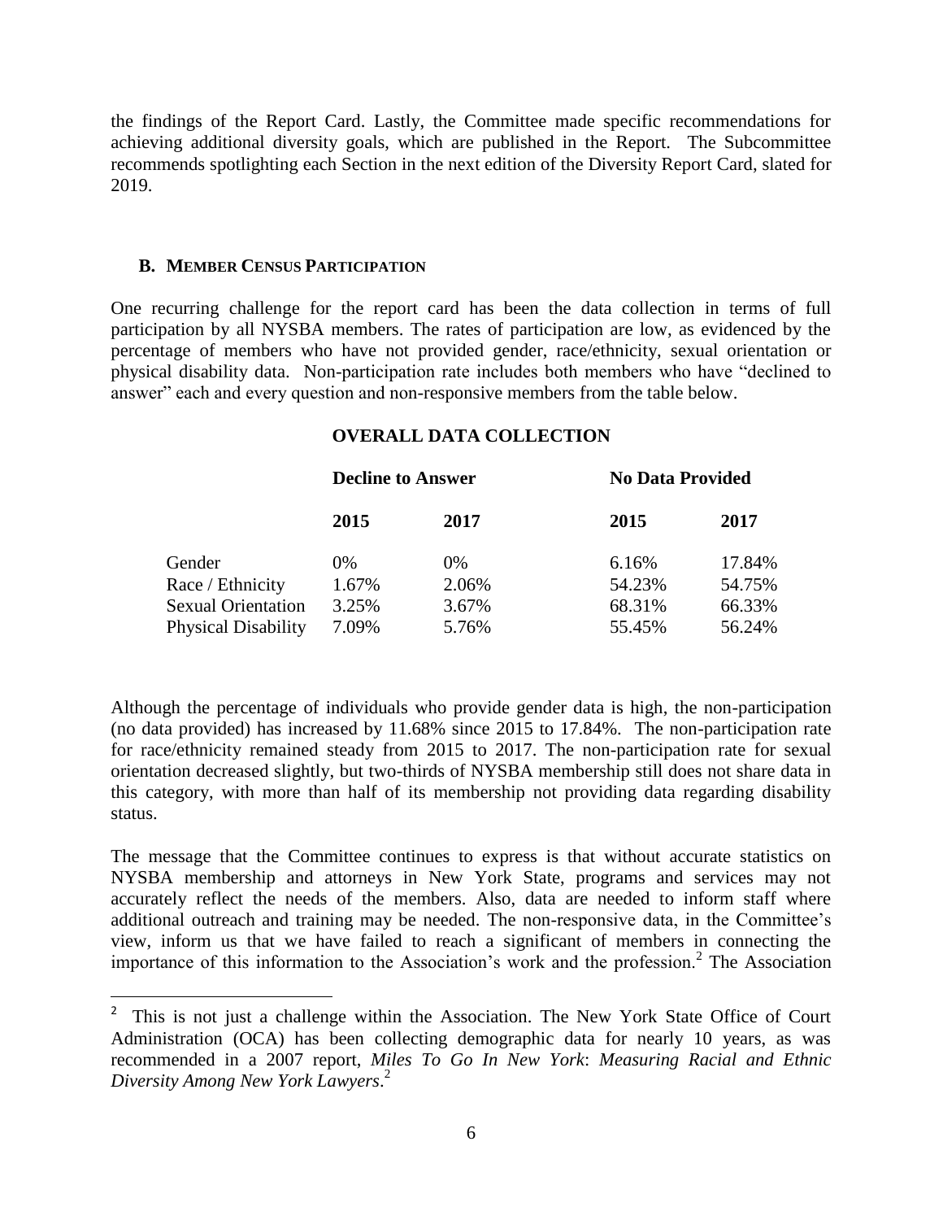the findings of the Report Card. Lastly, the Committee made specific recommendations for achieving additional diversity goals, which are published in the Report. The Subcommittee recommends spotlighting each Section in the next edition of the Diversity Report Card, slated for 2019.

### B. MEMBER CENSUS PARTICIPATION

One recurring challenge for the report card has been the data collection in terms of full participation by all NYSBA members. The rates of participation are low, as evidenced by the percentage of members who have not provided gender, race/ethnicity, sexual orientation or physical disability data. Non-participation rate includes both members who have "declined to answer" each and every question and non-responsive members from the table below.

**OVERALL DATA COLLECTION**

| | **Decline to Answer** | | **No Data Provided** | |
|---|---|---|---|---|
| | **2015** | **2017** | **2015** | **2017** |
| Gender | 0% | 0% | 6.16% | 17.84% |
| Race / Ethnicity | 1.67% | 2.06% | 54.23% | 54.75% |
| Sexual Orientation | 3.25% | 3.67% | 68.31% | 66.33% |
| Physical Disability | 7.09% | 5.76% | 55.45% | 56.24% |

Although the percentage of individuals who provide gender data is high, the non-participation (no data provided) has increased by 11.68% since 2015 to 17.84%. The non-participation rate for race/ethnicity remained steady from 2015 to 2017. The non-participation rate for sexual orientation decreased slightly, but two-thirds of NYSBA membership still does not share data in this category, with more than half of its membership not providing data regarding disability status.

The message that the Committee continues to express is that without accurate statistics on NYSBA membership and attorneys in New York State, programs and services may not accurately reflect the needs of the members. Also, data are needed to inform staff where additional outreach and training may be needed. The non-responsive data, in the Committee's view, inform us that we have failed to reach a significant of members in connecting the importance of this information to the Association's work and the profession.[2] The Association

[2] This is not just a challenge within the Association. The New York State Office of Court Administration (OCA) has been collecting demographic data for nearly 10 years, as was recommended in a 2007 report, *Miles To Go In New York*: *Measuring Racial and Ethnic Diversity Among New York Lawyers*.[2]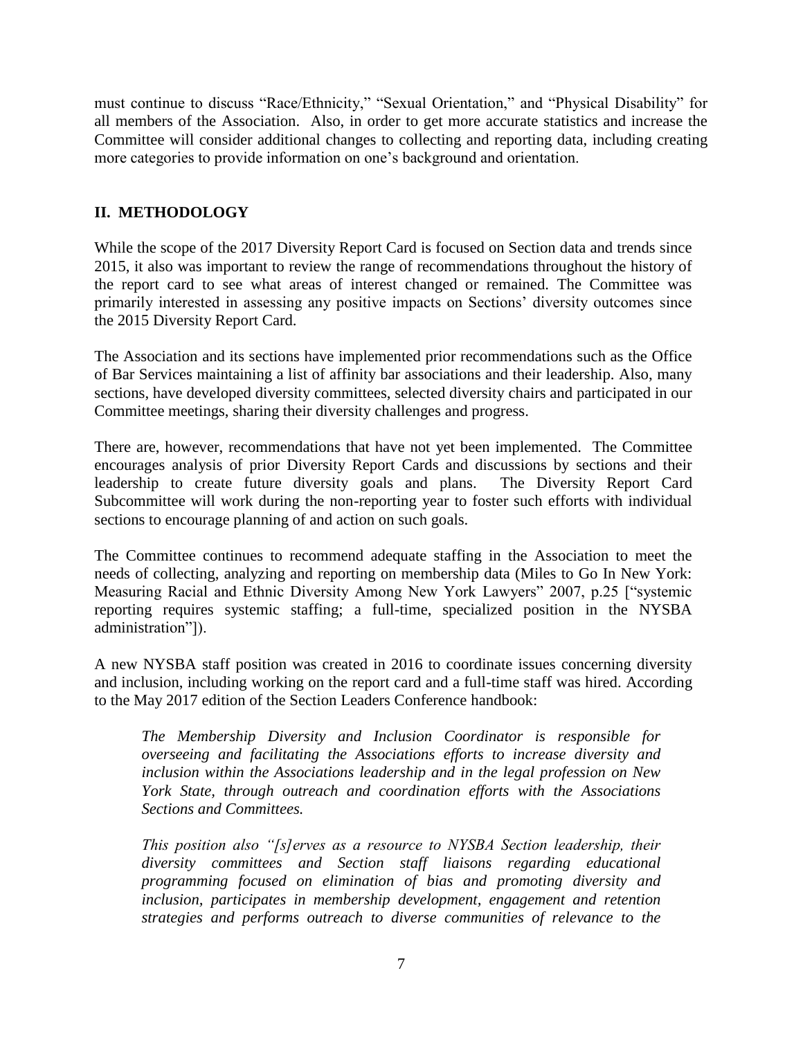must continue to discuss "Race/Ethnicity," "Sexual Orientation," and "Physical Disability" for all members of the Association. Also, in order to get more accurate statistics and increase the Committee will consider additional changes to collecting and reporting data, including creating more categories to provide information on one's background and orientation.

## II. METHODOLOGY

While the scope of the 2017 Diversity Report Card is focused on Section data and trends since 2015, it also was important to review the range of recommendations throughout the history of the report card to see what areas of interest changed or remained. The Committee was primarily interested in assessing any positive impacts on Sections' diversity outcomes since the 2015 Diversity Report Card.

The Association and its sections have implemented prior recommendations such as the Office of Bar Services maintaining a list of affinity bar associations and their leadership. Also, many sections, have developed diversity committees, selected diversity chairs and participated in our Committee meetings, sharing their diversity challenges and progress.

There are, however, recommendations that have not yet been implemented. The Committee encourages analysis of prior Diversity Report Cards and discussions by sections and their leadership to create future diversity goals and plans. The Diversity Report Card Subcommittee will work during the non-reporting year to foster such efforts with individual sections to encourage planning of and action on such goals.

The Committee continues to recommend adequate staffing in the Association to meet the needs of collecting, analyzing and reporting on membership data (Miles to Go In New York: Measuring Racial and Ethnic Diversity Among New York Lawyers" 2007, p.25 ["systemic reporting requires systemic staffing; a full-time, specialized position in the NYSBA administration"]).

A new NYSBA staff position was created in 2016 to coordinate issues concerning diversity and inclusion, including working on the report card and a full-time staff was hired. According to the May 2017 edition of the Section Leaders Conference handbook:

> *The Membership Diversity and Inclusion Coordinator is responsible for overseeing and facilitating the Associations efforts to increase diversity and inclusion within the Associations leadership and in the legal profession on New York State, through outreach and coordination efforts with the Associations Sections and Committees.*
>
> *This position also "[s]erves as a resource to NYSBA Section leadership, their diversity committees and Section staff liaisons regarding educational programming focused on elimination of bias and promoting diversity and inclusion, participates in membership development, engagement and retention strategies and performs outreach to diverse communities of relevance to the*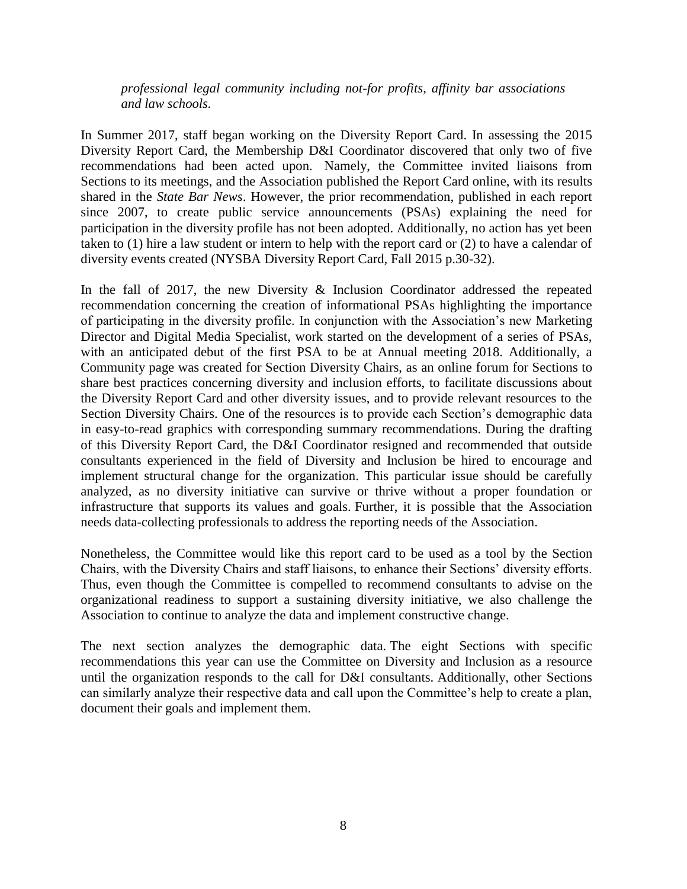*professional legal community including not-for profits, affinity bar associations and law schools.*

In Summer 2017, staff began working on the Diversity Report Card. In assessing the 2015 Diversity Report Card, the Membership D&I Coordinator discovered that only two of five recommendations had been acted upon. Namely, the Committee invited liaisons from Sections to its meetings, and the Association published the Report Card online, with its results shared in the *State Bar News*. However, the prior recommendation, published in each report since 2007, to create public service announcements (PSAs) explaining the need for participation in the diversity profile has not been adopted. Additionally, no action has yet been taken to (1) hire a law student or intern to help with the report card or (2) to have a calendar of diversity events created (NYSBA Diversity Report Card, Fall 2015 p.30-32).

In the fall of 2017, the new Diversity & Inclusion Coordinator addressed the repeated recommendation concerning the creation of informational PSAs highlighting the importance of participating in the diversity profile. In conjunction with the Association's new Marketing Director and Digital Media Specialist, work started on the development of a series of PSAs, with an anticipated debut of the first PSA to be at Annual meeting 2018. Additionally, a Community page was created for Section Diversity Chairs, as an online forum for Sections to share best practices concerning diversity and inclusion efforts, to facilitate discussions about the Diversity Report Card and other diversity issues, and to provide relevant resources to the Section Diversity Chairs. One of the resources is to provide each Section's demographic data in easy-to-read graphics with corresponding summary recommendations. During the drafting of this Diversity Report Card, the D&I Coordinator resigned and recommended that outside consultants experienced in the field of Diversity and Inclusion be hired to encourage and implement structural change for the organization. This particular issue should be carefully analyzed, as no diversity initiative can survive or thrive without a proper foundation or infrastructure that supports its values and goals. Further, it is possible that the Association needs data-collecting professionals to address the reporting needs of the Association.

Nonetheless, the Committee would like this report card to be used as a tool by the Section Chairs, with the Diversity Chairs and staff liaisons, to enhance their Sections' diversity efforts. Thus, even though the Committee is compelled to recommend consultants to advise on the organizational readiness to support a sustaining diversity initiative, we also challenge the Association to continue to analyze the data and implement constructive change.

The next section analyzes the demographic data. The eight Sections with specific recommendations this year can use the Committee on Diversity and Inclusion as a resource until the organization responds to the call for D&I consultants. Additionally, other Sections can similarly analyze their respective data and call upon the Committee's help to create a plan, document their goals and implement them.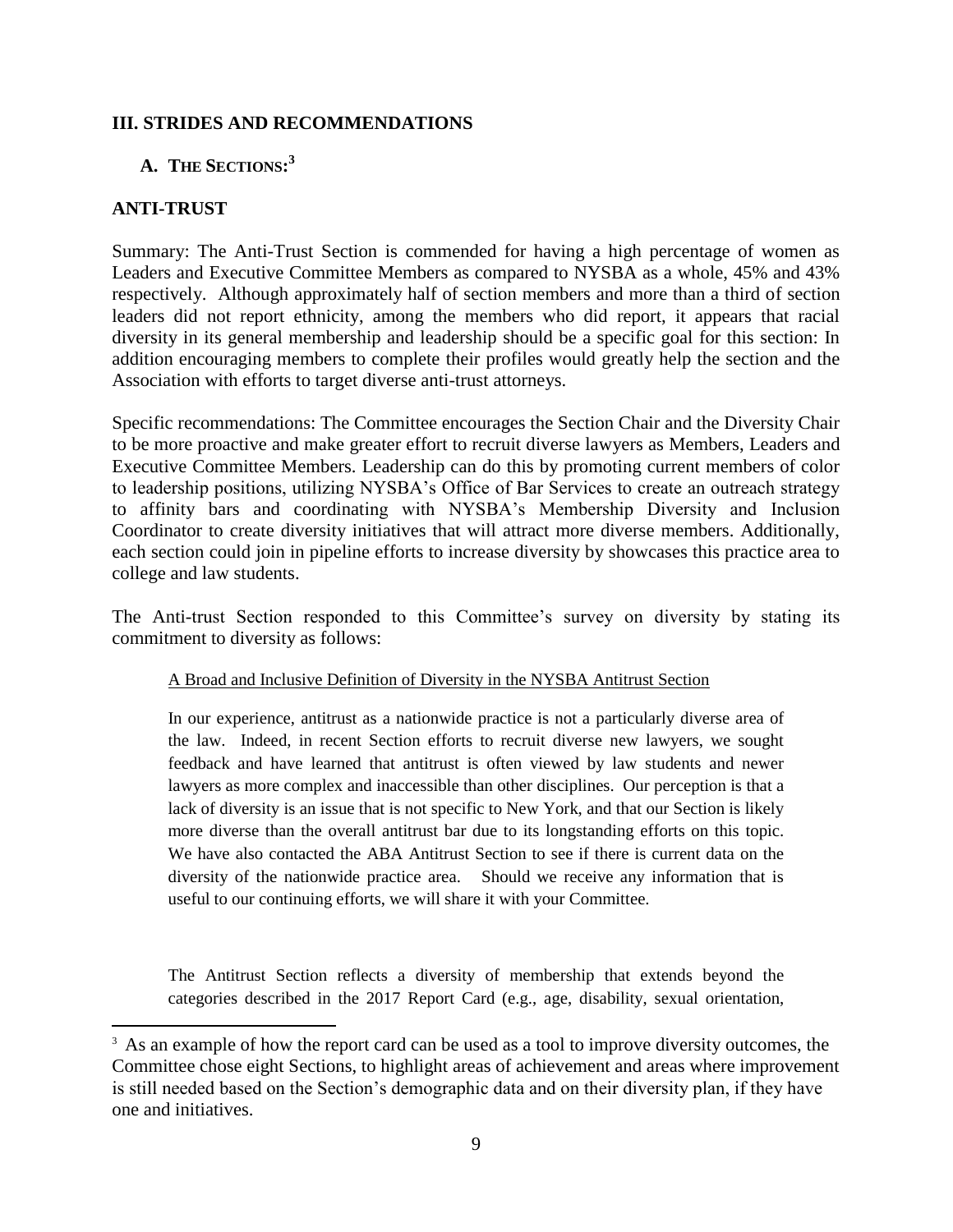## III. STRIDES AND RECOMMENDATIONS

### A. THE SECTIONS:[3]

### ANTI-TRUST

Summary: The Anti-Trust Section is commended for having a high percentage of women as Leaders and Executive Committee Members as compared to NYSBA as a whole, 45% and 43% respectively. Although approximately half of section members and more than a third of section leaders did not report ethnicity, among the members who did report, it appears that racial diversity in its general membership and leadership should be a specific goal for this section: In addition encouraging members to complete their profiles would greatly help the section and the Association with efforts to target diverse anti-trust attorneys.

Specific recommendations: The Committee encourages the Section Chair and the Diversity Chair to be more proactive and make greater effort to recruit diverse lawyers as Members, Leaders and Executive Committee Members. Leadership can do this by promoting current members of color to leadership positions, utilizing NYSBA's Office of Bar Services to create an outreach strategy to affinity bars and coordinating with NYSBA's Membership Diversity and Inclusion Coordinator to create diversity initiatives that will attract more diverse members. Additionally, each section could join in pipeline efforts to increase diversity by showcases this practice area to college and law students.

The Anti-trust Section responded to this Committee's survey on diversity by stating its commitment to diversity as follows:

> A Broad and Inclusive Definition of Diversity in the NYSBA Antitrust Section
>
> In our experience, antitrust as a nationwide practice is not a particularly diverse area of the law. Indeed, in recent Section efforts to recruit diverse new lawyers, we sought feedback and have learned that antitrust is often viewed by law students and newer lawyers as more complex and inaccessible than other disciplines. Our perception is that a lack of diversity is an issue that is not specific to New York, and that our Section is likely more diverse than the overall antitrust bar due to its longstanding efforts on this topic. We have also contacted the ABA Antitrust Section to see if there is current data on the diversity of the nationwide practice area. Should we receive any information that is useful to our continuing efforts, we will share it with your Committee.
>
> The Antitrust Section reflects a diversity of membership that extends beyond the categories described in the 2017 Report Card (e.g., age, disability, sexual orientation,

---

[3] As an example of how the report card can be used as a tool to improve diversity outcomes, the Committee chose eight Sections, to highlight areas of achievement and areas where improvement is still needed based on the Section's demographic data and on their diversity plan, if they have one and initiatives.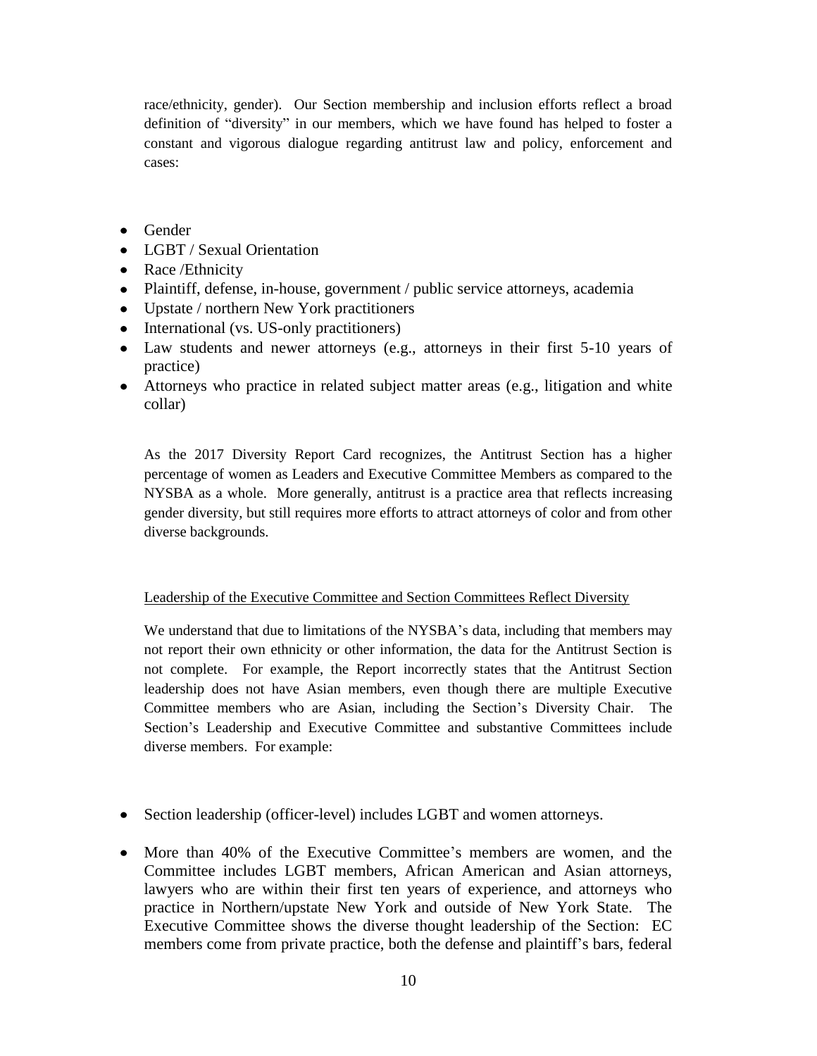race/ethnicity, gender). Our Section membership and inclusion efforts reflect a broad definition of "diversity" in our members, which we have found has helped to foster a constant and vigorous dialogue regarding antitrust law and policy, enforcement and cases:

- Gender
- LGBT / Sexual Orientation
- Race /Ethnicity
- Plaintiff, defense, in-house, government / public service attorneys, academia
- Upstate / northern New York practitioners
- International (vs. US-only practitioners)
- Law students and newer attorneys (e.g., attorneys in their first 5-10 years of practice)
- Attorneys who practice in related subject matter areas (e.g., litigation and white collar)

As the 2017 Diversity Report Card recognizes, the Antitrust Section has a higher percentage of women as Leaders and Executive Committee Members as compared to the NYSBA as a whole. More generally, antitrust is a practice area that reflects increasing gender diversity, but still requires more efforts to attract attorneys of color and from other diverse backgrounds.

<u>Leadership of the Executive Committee and Section Committees Reflect Diversity</u>

We understand that due to limitations of the NYSBA's data, including that members may not report their own ethnicity or other information, the data for the Antitrust Section is not complete. For example, the Report incorrectly states that the Antitrust Section leadership does not have Asian members, even though there are multiple Executive Committee members who are Asian, including the Section's Diversity Chair. The Section's Leadership and Executive Committee and substantive Committees include diverse members. For example:

- Section leadership (officer-level) includes LGBT and women attorneys.
- More than 40% of the Executive Committee's members are women, and the Committee includes LGBT members, African American and Asian attorneys, lawyers who are within their first ten years of experience, and attorneys who practice in Northern/upstate New York and outside of New York State. The Executive Committee shows the diverse thought leadership of the Section: EC members come from private practice, both the defense and plaintiff's bars, federal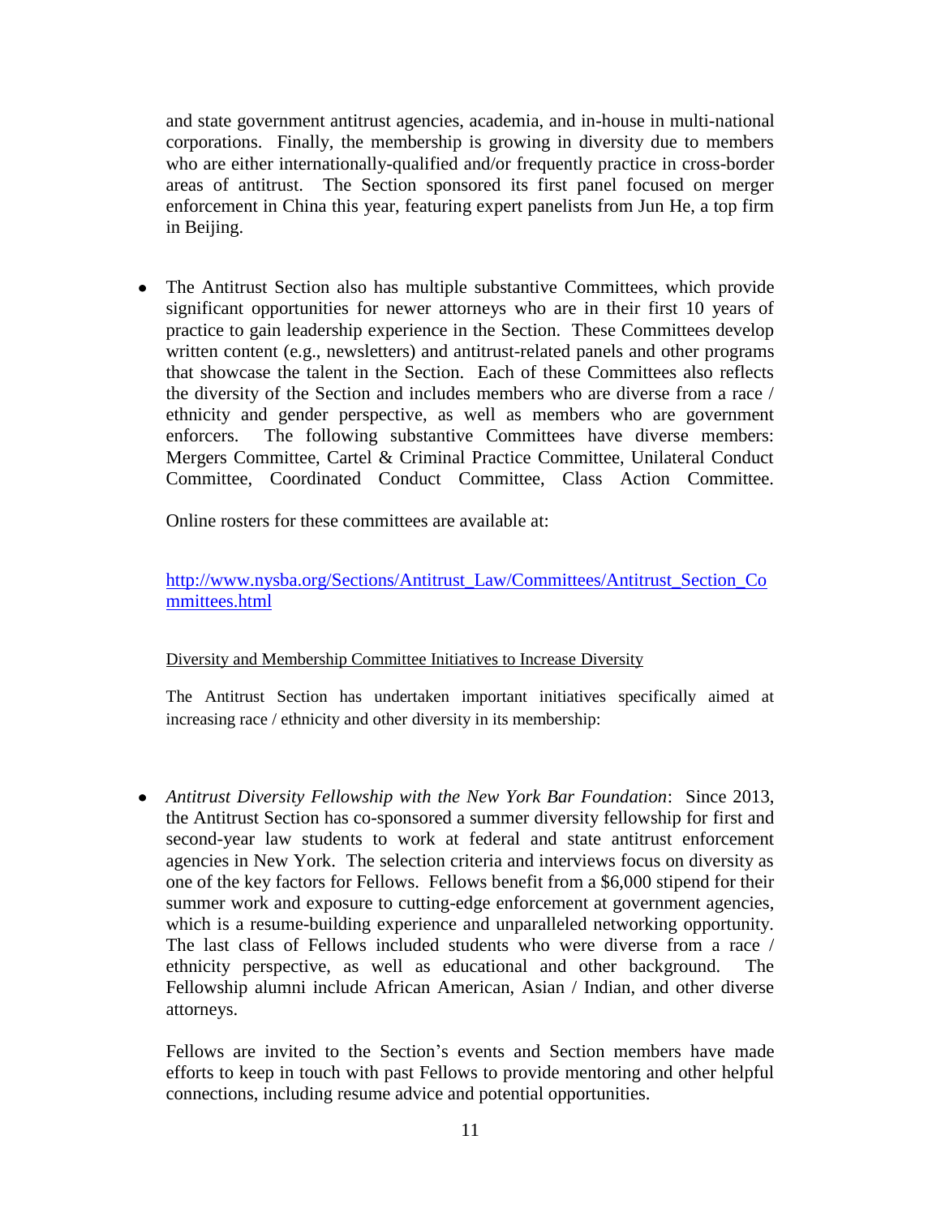and state government antitrust agencies, academia, and in-house in multi-national corporations. Finally, the membership is growing in diversity due to members who are either internationally-qualified and/or frequently practice in cross-border areas of antitrust. The Section sponsored its first panel focused on merger enforcement in China this year, featuring expert panelists from Jun He, a top firm in Beijing.

- The Antitrust Section also has multiple substantive Committees, which provide significant opportunities for newer attorneys who are in their first 10 years of practice to gain leadership experience in the Section. These Committees develop written content (e.g., newsletters) and antitrust-related panels and other programs that showcase the talent in the Section. Each of these Committees also reflects the diversity of the Section and includes members who are diverse from a race / ethnicity and gender perspective, as well as members who are government enforcers. The following substantive Committees have diverse members: Mergers Committee, Cartel & Criminal Practice Committee, Unilateral Conduct Committee, Coordinated Conduct Committee, Class Action Committee.

  Online rosters for these committees are available at:

  [http://www.nysba.org/Sections/Antitrust_Law/Committees/Antitrust_Section_Committees.html](http://www.nysba.org/Sections/Antitrust_Law/Committees/Antitrust_Section_Committees.html)

<u>Diversity and Membership Committee Initiatives to Increase Diversity</u>

The Antitrust Section has undertaken important initiatives specifically aimed at increasing race / ethnicity and other diversity in its membership:

- *Antitrust Diversity Fellowship with the New York Bar Foundation*: Since 2013, the Antitrust Section has co-sponsored a summer diversity fellowship for first and second-year law students to work at federal and state antitrust enforcement agencies in New York. The selection criteria and interviews focus on diversity as one of the key factors for Fellows. Fellows benefit from a $6,000 stipend for their summer work and exposure to cutting-edge enforcement at government agencies, which is a resume-building experience and unparalleled networking opportunity. The last class of Fellows included students who were diverse from a race / ethnicity perspective, as well as educational and other background. The Fellowship alumni include African American, Asian / Indian, and other diverse attorneys.

  Fellows are invited to the Section's events and Section members have made efforts to keep in touch with past Fellows to provide mentoring and other helpful connections, including resume advice and potential opportunities.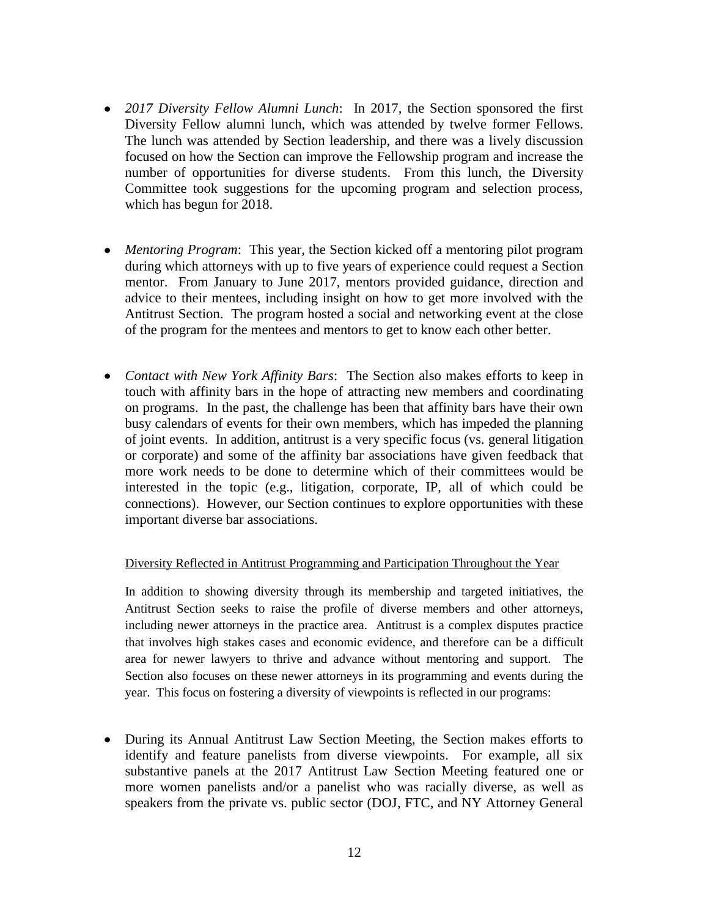- *2017 Diversity Fellow Alumni Lunch*: In 2017, the Section sponsored the first Diversity Fellow alumni lunch, which was attended by twelve former Fellows. The lunch was attended by Section leadership, and there was a lively discussion focused on how the Section can improve the Fellowship program and increase the number of opportunities for diverse students. From this lunch, the Diversity Committee took suggestions for the upcoming program and selection process, which has begun for 2018.

- *Mentoring Program*: This year, the Section kicked off a mentoring pilot program during which attorneys with up to five years of experience could request a Section mentor. From January to June 2017, mentors provided guidance, direction and advice to their mentees, including insight on how to get more involved with the Antitrust Section. The program hosted a social and networking event at the close of the program for the mentees and mentors to get to know each other better.

- *Contact with New York Affinity Bars*: The Section also makes efforts to keep in touch with affinity bars in the hope of attracting new members and coordinating on programs. In the past, the challenge has been that affinity bars have their own busy calendars of events for their own members, which has impeded the planning of joint events. In addition, antitrust is a very specific focus (vs. general litigation or corporate) and some of the affinity bar associations have given feedback that more work needs to be done to determine which of their committees would be interested in the topic (e.g., litigation, corporate, IP, all of which could be connections). However, our Section continues to explore opportunities with these important diverse bar associations.

<u>Diversity Reflected in Antitrust Programming and Participation Throughout the Year</u>

In addition to showing diversity through its membership and targeted initiatives, the Antitrust Section seeks to raise the profile of diverse members and other attorneys, including newer attorneys in the practice area. Antitrust is a complex disputes practice that involves high stakes cases and economic evidence, and therefore can be a difficult area for newer lawyers to thrive and advance without mentoring and support. The Section also focuses on these newer attorneys in its programming and events during the year. This focus on fostering a diversity of viewpoints is reflected in our programs:

- During its Annual Antitrust Law Section Meeting, the Section makes efforts to identify and feature panelists from diverse viewpoints. For example, all six substantive panels at the 2017 Antitrust Law Section Meeting featured one or more women panelists and/or a panelist who was racially diverse, as well as speakers from the private vs. public sector (DOJ, FTC, and NY Attorney General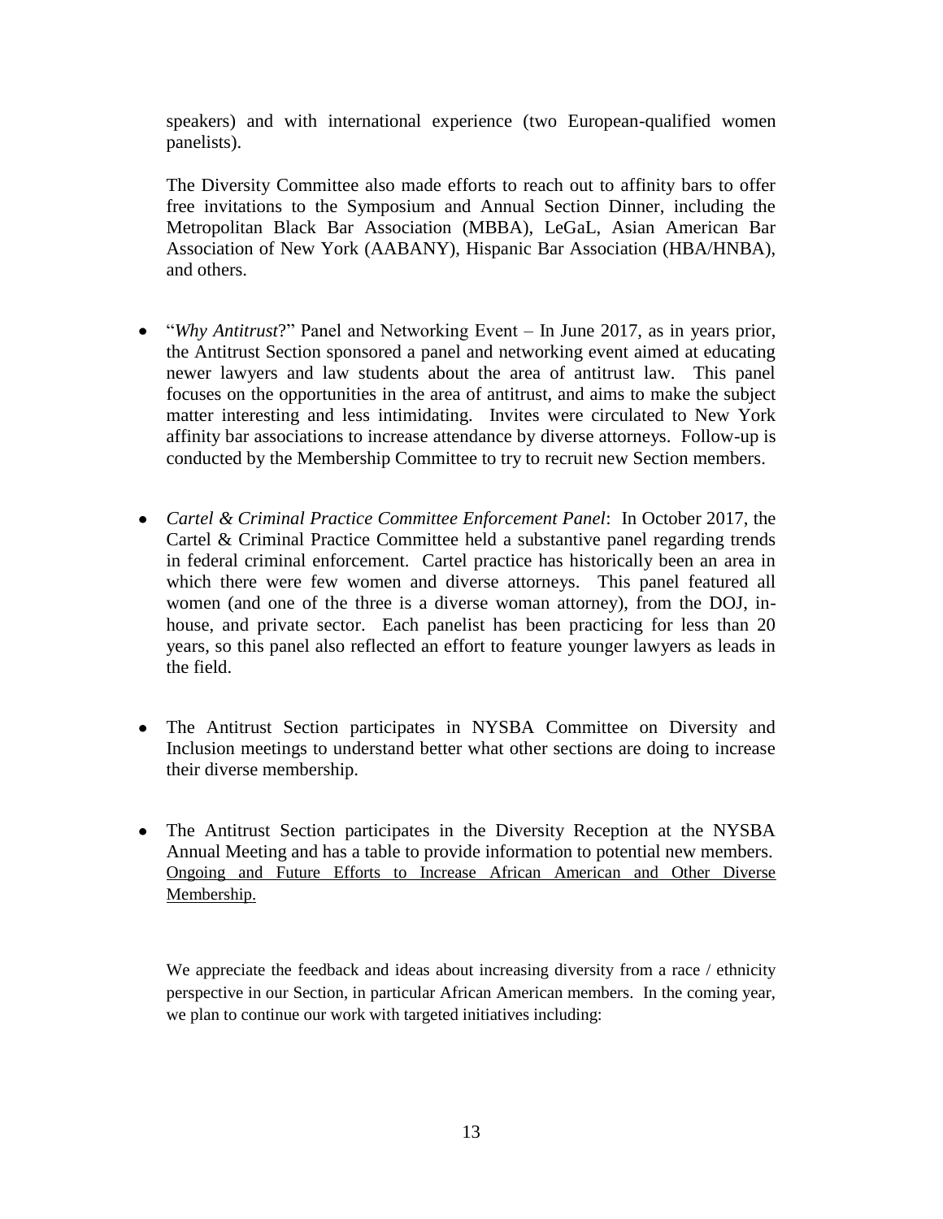speakers) and with international experience (two European-qualified women panelists).

The Diversity Committee also made efforts to reach out to affinity bars to offer free invitations to the Symposium and Annual Section Dinner, including the Metropolitan Black Bar Association (MBBA), LeGaL, Asian American Bar Association of New York (AABANY), Hispanic Bar Association (HBA/HNBA), and others.

- "*Why Antitrust*?" Panel and Networking Event – In June 2017, as in years prior, the Antitrust Section sponsored a panel and networking event aimed at educating newer lawyers and law students about the area of antitrust law. This panel focuses on the opportunities in the area of antitrust, and aims to make the subject matter interesting and less intimidating. Invites were circulated to New York affinity bar associations to increase attendance by diverse attorneys. Follow-up is conducted by the Membership Committee to try to recruit new Section members.

- *Cartel & Criminal Practice Committee Enforcement Panel*: In October 2017, the Cartel & Criminal Practice Committee held a substantive panel regarding trends in federal criminal enforcement. Cartel practice has historically been an area in which there were few women and diverse attorneys. This panel featured all women (and one of the three is a diverse woman attorney), from the DOJ, in-house, and private sector. Each panelist has been practicing for less than 20 years, so this panel also reflected an effort to feature younger lawyers as leads in the field.

- The Antitrust Section participates in NYSBA Committee on Diversity and Inclusion meetings to understand better what other sections are doing to increase their diverse membership.

- The Antitrust Section participates in the Diversity Reception at the NYSBA Annual Meeting and has a table to provide information to potential new members.

<u>Ongoing and Future Efforts to Increase African American and Other Diverse Membership.</u>

We appreciate the feedback and ideas about increasing diversity from a race / ethnicity perspective in our Section, in particular African American members. In the coming year, we plan to continue our work with targeted initiatives including: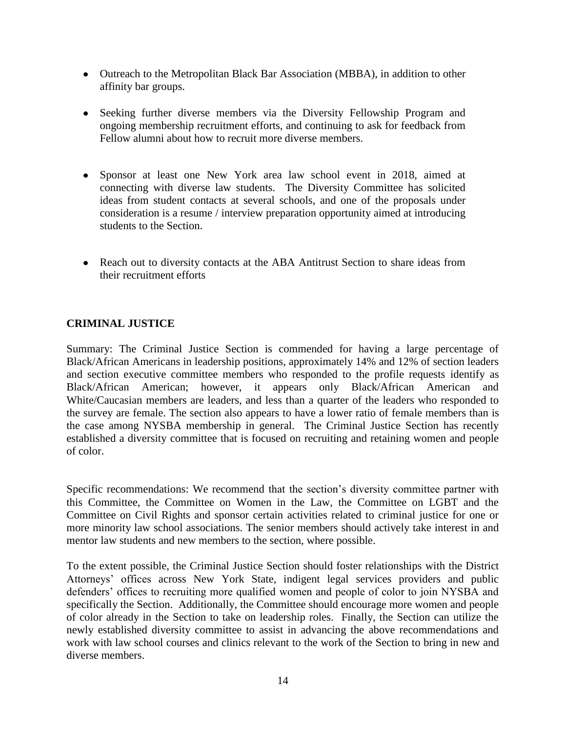- Outreach to the Metropolitan Black Bar Association (MBBA), in addition to other affinity bar groups.
- Seeking further diverse members via the Diversity Fellowship Program and ongoing membership recruitment efforts, and continuing to ask for feedback from Fellow alumni about how to recruit more diverse members.
- Sponsor at least one New York area law school event in 2018, aimed at connecting with diverse law students. The Diversity Committee has solicited ideas from student contacts at several schools, and one of the proposals under consideration is a resume / interview preparation opportunity aimed at introducing students to the Section.
- Reach out to diversity contacts at the ABA Antitrust Section to share ideas from their recruitment efforts

**CRIMINAL JUSTICE**

Summary: The Criminal Justice Section is commended for having a large percentage of Black/African Americans in leadership positions, approximately 14% and 12% of section leaders and section executive committee members who responded to the profile requests identify as Black/African American; however, it appears only Black/African American and White/Caucasian members are leaders, and less than a quarter of the leaders who responded to the survey are female. The section also appears to have a lower ratio of female members than is the case among NYSBA membership in general. The Criminal Justice Section has recently established a diversity committee that is focused on recruiting and retaining women and people of color.

Specific recommendations: We recommend that the section's diversity committee partner with this Committee, the Committee on Women in the Law, the Committee on LGBT and the Committee on Civil Rights and sponsor certain activities related to criminal justice for one or more minority law school associations. The senior members should actively take interest in and mentor law students and new members to the section, where possible.

To the extent possible, the Criminal Justice Section should foster relationships with the District Attorneys' offices across New York State, indigent legal services providers and public defenders' offices to recruiting more qualified women and people of color to join NYSBA and specifically the Section. Additionally, the Committee should encourage more women and people of color already in the Section to take on leadership roles. Finally, the Section can utilize the newly established diversity committee to assist in advancing the above recommendations and work with law school courses and clinics relevant to the work of the Section to bring in new and diverse members.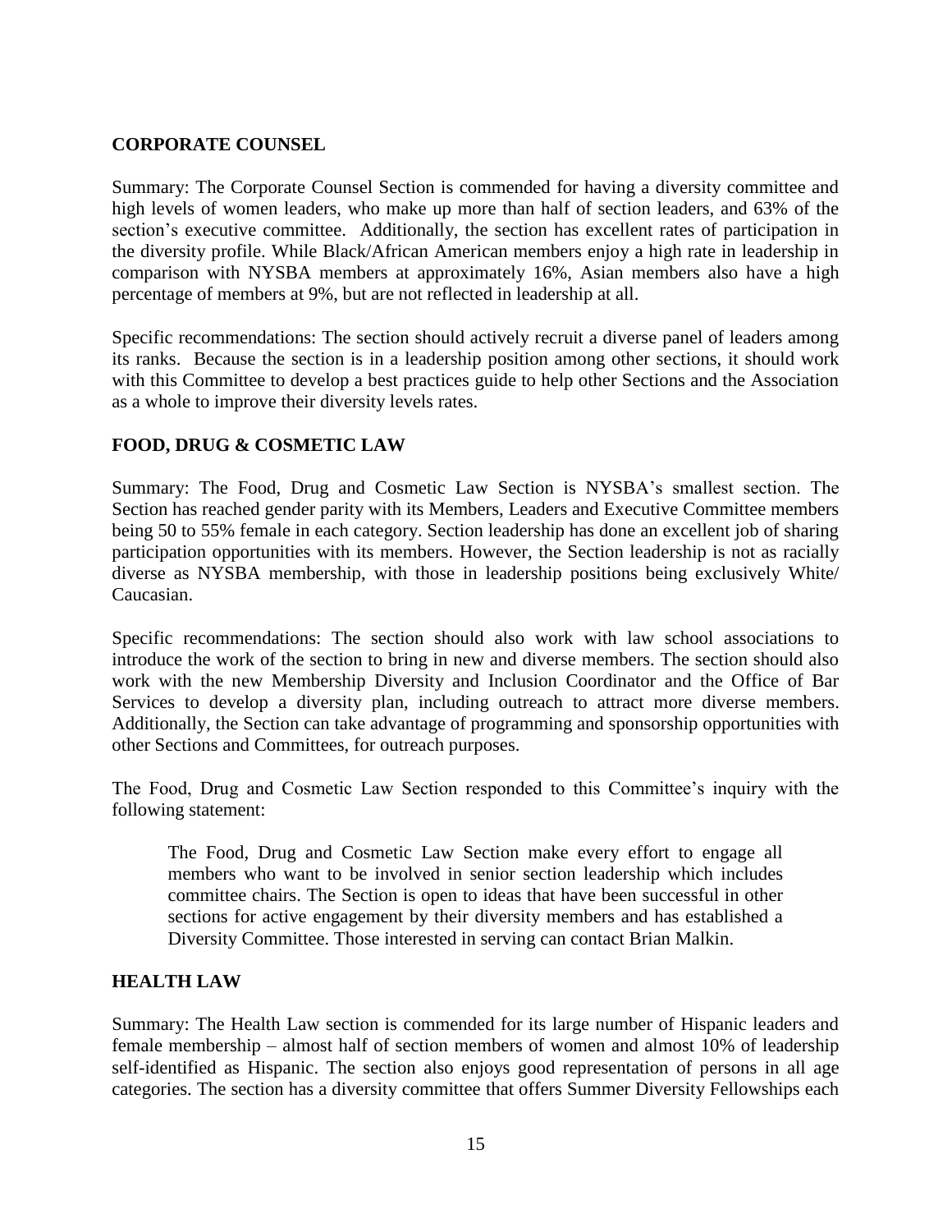## CORPORATE COUNSEL

Summary: The Corporate Counsel Section is commended for having a diversity committee and high levels of women leaders, who make up more than half of section leaders, and 63% of the section's executive committee. Additionally, the section has excellent rates of participation in the diversity profile. While Black/African American members enjoy a high rate in leadership in comparison with NYSBA members at approximately 16%, Asian members also have a high percentage of members at 9%, but are not reflected in leadership at all.

Specific recommendations: The section should actively recruit a diverse panel of leaders among its ranks. Because the section is in a leadership position among other sections, it should work with this Committee to develop a best practices guide to help other Sections and the Association as a whole to improve their diversity levels rates.

## FOOD, DRUG & COSMETIC LAW

Summary: The Food, Drug and Cosmetic Law Section is NYSBA's smallest section. The Section has reached gender parity with its Members, Leaders and Executive Committee members being 50 to 55% female in each category. Section leadership has done an excellent job of sharing participation opportunities with its members. However, the Section leadership is not as racially diverse as NYSBA membership, with those in leadership positions being exclusively White/ Caucasian.

Specific recommendations: The section should also work with law school associations to introduce the work of the section to bring in new and diverse members. The section should also work with the new Membership Diversity and Inclusion Coordinator and the Office of Bar Services to develop a diversity plan, including outreach to attract more diverse members. Additionally, the Section can take advantage of programming and sponsorship opportunities with other Sections and Committees, for outreach purposes.

The Food, Drug and Cosmetic Law Section responded to this Committee's inquiry with the following statement:

> The Food, Drug and Cosmetic Law Section make every effort to engage all members who want to be involved in senior section leadership which includes committee chairs. The Section is open to ideas that have been successful in other sections for active engagement by their diversity members and has established a Diversity Committee. Those interested in serving can contact Brian Malkin.

## HEALTH LAW

Summary: The Health Law section is commended for its large number of Hispanic leaders and female membership – almost half of section members of women and almost 10% of leadership self-identified as Hispanic. The section also enjoys good representation of persons in all age categories. The section has a diversity committee that offers Summer Diversity Fellowships each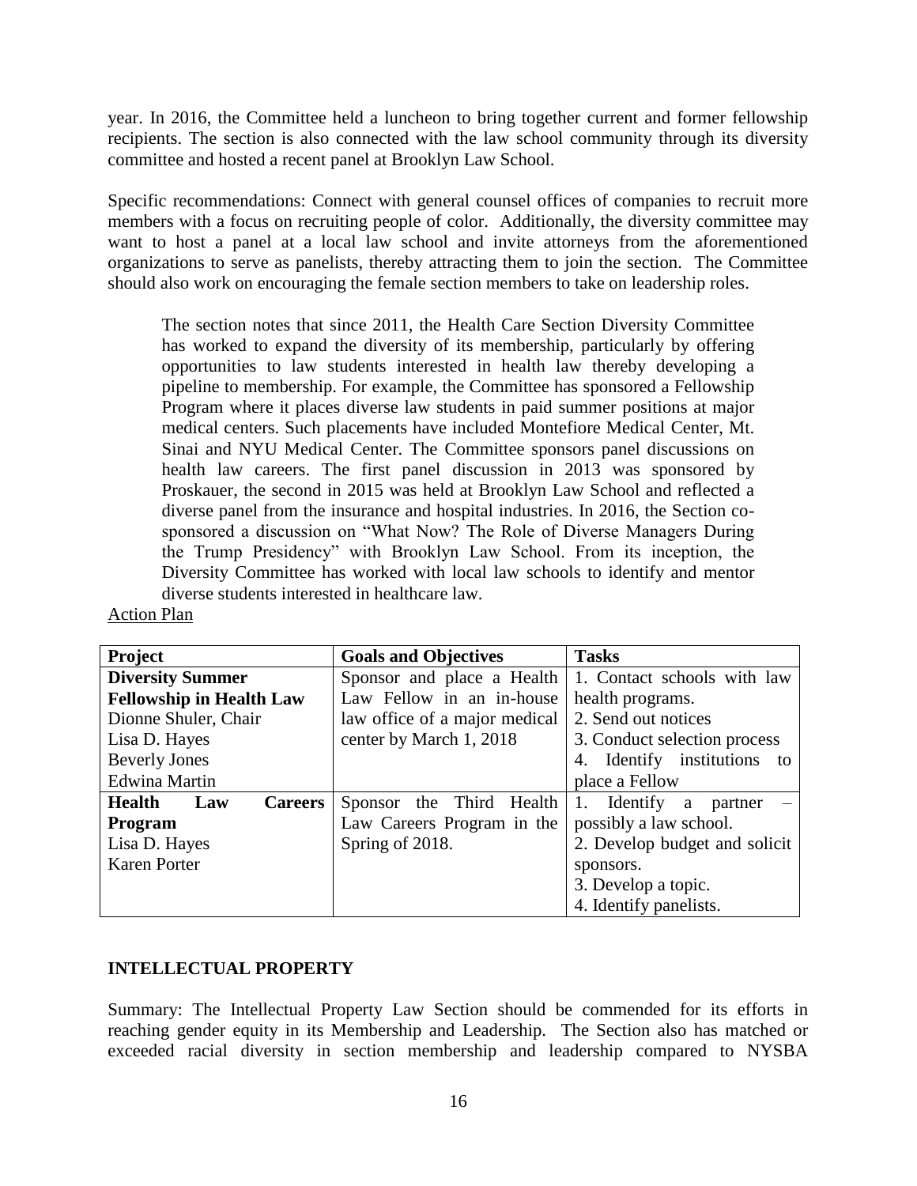year. In 2016, the Committee held a luncheon to bring together current and former fellowship recipients. The section is also connected with the law school community through its diversity committee and hosted a recent panel at Brooklyn Law School.

Specific recommendations: Connect with general counsel offices of companies to recruit more members with a focus on recruiting people of color. Additionally, the diversity committee may want to host a panel at a local law school and invite attorneys from the aforementioned organizations to serve as panelists, thereby attracting them to join the section. The Committee should also work on encouraging the female section members to take on leadership roles.

> The section notes that since 2011, the Health Care Section Diversity Committee has worked to expand the diversity of its membership, particularly by offering opportunities to law students interested in health law thereby developing a pipeline to membership. For example, the Committee has sponsored a Fellowship Program where it places diverse law students in paid summer positions at major medical centers. Such placements have included Montefiore Medical Center, Mt. Sinai and NYU Medical Center. The Committee sponsors panel discussions on health law careers. The first panel discussion in 2013 was sponsored by Proskauer, the second in 2015 was held at Brooklyn Law School and reflected a diverse panel from the insurance and hospital industries. In 2016, the Section co-sponsored a discussion on "What Now? The Role of Diverse Managers During the Trump Presidency" with Brooklyn Law School. From its inception, the Diversity Committee has worked with local law schools to identify and mentor diverse students interested in healthcare law.

Action Plan

| Project | Goals and Objectives | Tasks |
|---|---|---|
| **Diversity Summer Fellowship in Health Law**<br>Dionne Shuler, Chair<br>Lisa D. Hayes<br>Beverly Jones<br>Edwina Martin | Sponsor and place a Health Law Fellow in an in-house law office of a major medical center by March 1, 2018 | 1. Contact schools with law health programs.<br>2. Send out notices<br>3. Conduct selection process<br>4. Identify institutions to place a Fellow |
| **Health Law Careers Program**<br>Lisa D. Hayes<br>Karen Porter | Sponsor the Third Health Law Careers Program in the Spring of 2018. | 1. Identify a partner – possibly a law school.<br>2. Develop budget and solicit sponsors.<br>3. Develop a topic.<br>4. Identify panelists. |

**INTELLECTUAL PROPERTY**

Summary: The Intellectual Property Law Section should be commended for its efforts in reaching gender equity in its Membership and Leadership. The Section also has matched or exceeded racial diversity in section membership and leadership compared to NYSBA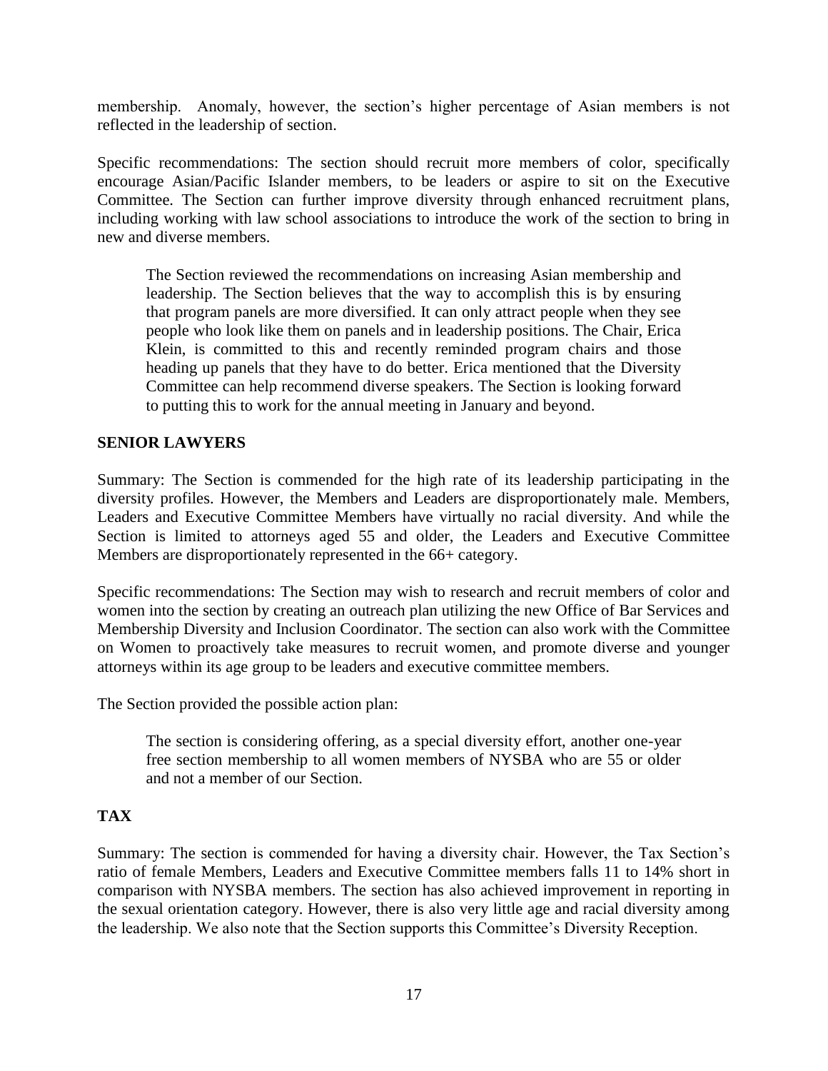membership. Anomaly, however, the section's higher percentage of Asian members is not reflected in the leadership of section.

Specific recommendations: The section should recruit more members of color, specifically encourage Asian/Pacific Islander members, to be leaders or aspire to sit on the Executive Committee. The Section can further improve diversity through enhanced recruitment plans, including working with law school associations to introduce the work of the section to bring in new and diverse members.

> The Section reviewed the recommendations on increasing Asian membership and leadership. The Section believes that the way to accomplish this is by ensuring that program panels are more diversified. It can only attract people when they see people who look like them on panels and in leadership positions. The Chair, Erica Klein, is committed to this and recently reminded program chairs and those heading up panels that they have to do better. Erica mentioned that the Diversity Committee can help recommend diverse speakers. The Section is looking forward to putting this to work for the annual meeting in January and beyond.

**SENIOR LAWYERS**

Summary: The Section is commended for the high rate of its leadership participating in the diversity profiles. However, the Members and Leaders are disproportionately male. Members, Leaders and Executive Committee Members have virtually no racial diversity. And while the Section is limited to attorneys aged 55 and older, the Leaders and Executive Committee Members are disproportionately represented in the 66+ category.

Specific recommendations: The Section may wish to research and recruit members of color and women into the section by creating an outreach plan utilizing the new Office of Bar Services and Membership Diversity and Inclusion Coordinator. The section can also work with the Committee on Women to proactively take measures to recruit women, and promote diverse and younger attorneys within its age group to be leaders and executive committee members.

The Section provided the possible action plan:

> The section is considering offering, as a special diversity effort, another one-year free section membership to all women members of NYSBA who are 55 or older and not a member of our Section.

**TAX**

Summary: The section is commended for having a diversity chair. However, the Tax Section's ratio of female Members, Leaders and Executive Committee members falls 11 to 14% short in comparison with NYSBA members. The section has also achieved improvement in reporting in the sexual orientation category. However, there is also very little age and racial diversity among the leadership. We also note that the Section supports this Committee's Diversity Reception.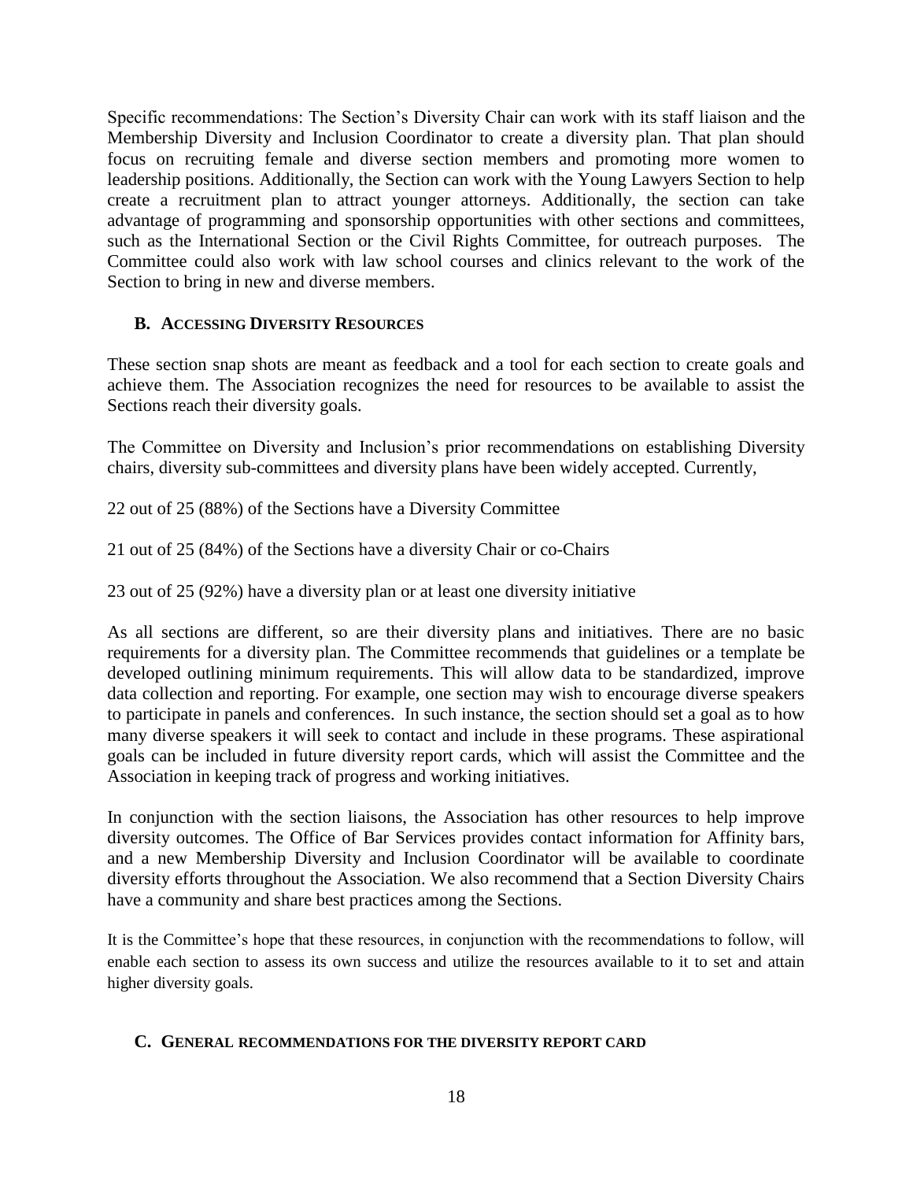Specific recommendations: The Section's Diversity Chair can work with its staff liaison and the Membership Diversity and Inclusion Coordinator to create a diversity plan. That plan should focus on recruiting female and diverse section members and promoting more women to leadership positions. Additionally, the Section can work with the Young Lawyers Section to help create a recruitment plan to attract younger attorneys. Additionally, the section can take advantage of programming and sponsorship opportunities with other sections and committees, such as the International Section or the Civil Rights Committee, for outreach purposes. The Committee could also work with law school courses and clinics relevant to the work of the Section to bring in new and diverse members.

### B. Accessing Diversity Resources

These section snap shots are meant as feedback and a tool for each section to create goals and achieve them. The Association recognizes the need for resources to be available to assist the Sections reach their diversity goals.

The Committee on Diversity and Inclusion's prior recommendations on establishing Diversity chairs, diversity sub-committees and diversity plans have been widely accepted. Currently,

22 out of 25 (88%) of the Sections have a Diversity Committee

21 out of 25 (84%) of the Sections have a diversity Chair or co-Chairs

23 out of 25 (92%) have a diversity plan or at least one diversity initiative

As all sections are different, so are their diversity plans and initiatives. There are no basic requirements for a diversity plan. The Committee recommends that guidelines or a template be developed outlining minimum requirements. This will allow data to be standardized, improve data collection and reporting. For example, one section may wish to encourage diverse speakers to participate in panels and conferences. In such instance, the section should set a goal as to how many diverse speakers it will seek to contact and include in these programs. These aspirational goals can be included in future diversity report cards, which will assist the Committee and the Association in keeping track of progress and working initiatives.

In conjunction with the section liaisons, the Association has other resources to help improve diversity outcomes. The Office of Bar Services provides contact information for Affinity bars, and a new Membership Diversity and Inclusion Coordinator will be available to coordinate diversity efforts throughout the Association. We also recommend that a Section Diversity Chairs have a community and share best practices among the Sections.

It is the Committee's hope that these resources, in conjunction with the recommendations to follow, will enable each section to assess its own success and utilize the resources available to it to set and attain higher diversity goals.

### C. General recommendations for the diversity report card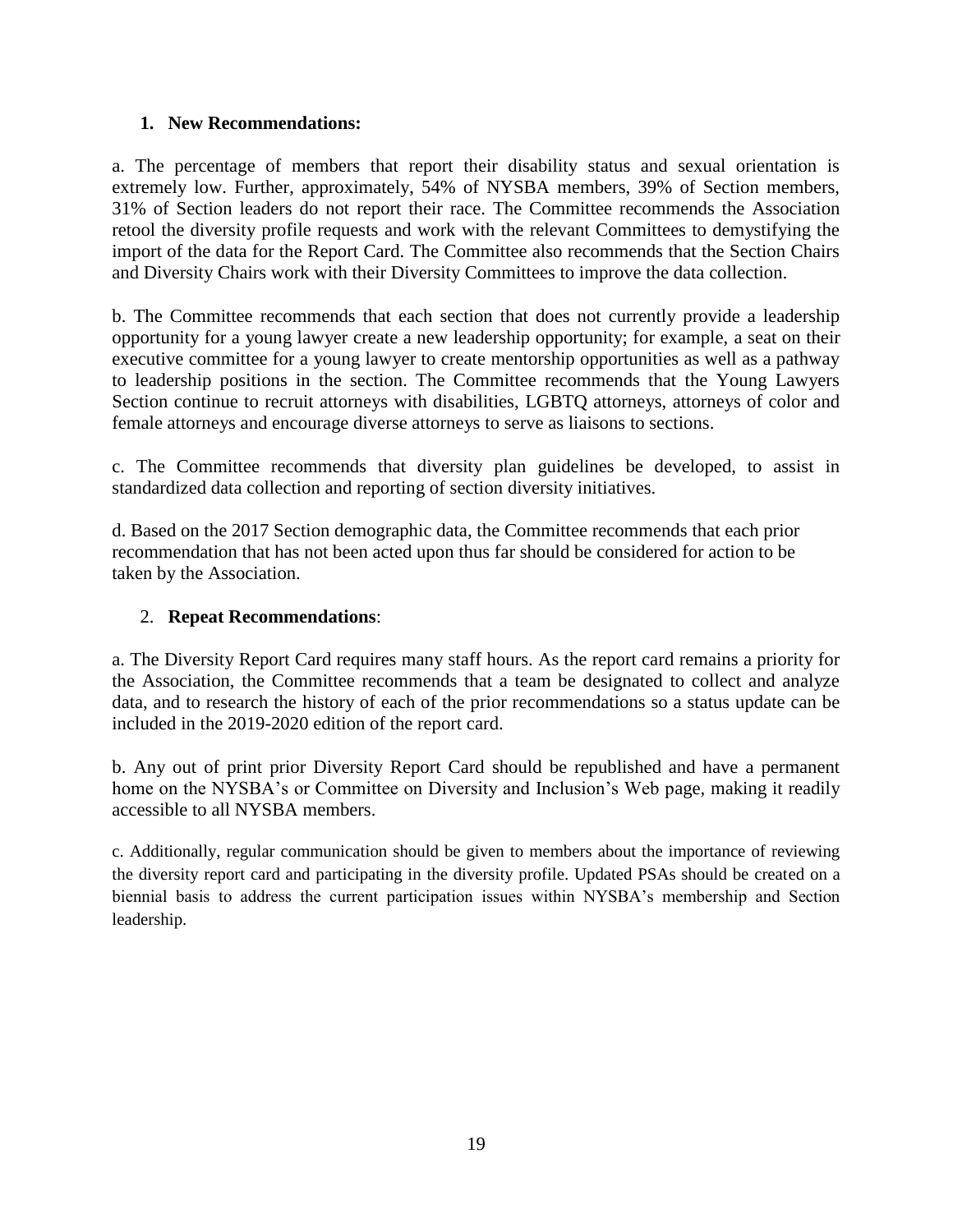1. **New Recommendations:**

a. The percentage of members that report their disability status and sexual orientation is extremely low. Further, approximately, 54% of NYSBA members, 39% of Section members, 31% of Section leaders do not report their race. The Committee recommends the Association retool the diversity profile requests and work with the relevant Committees to demystifying the import of the data for the Report Card. The Committee also recommends that the Section Chairs and Diversity Chairs work with their Diversity Committees to improve the data collection.

b. The Committee recommends that each section that does not currently provide a leadership opportunity for a young lawyer create a new leadership opportunity; for example, a seat on their executive committee for a young lawyer to create mentorship opportunities as well as a pathway to leadership positions in the section. The Committee recommends that the Young Lawyers Section continue to recruit attorneys with disabilities, LGBTQ attorneys, attorneys of color and female attorneys and encourage diverse attorneys to serve as liaisons to sections.

c. The Committee recommends that diversity plan guidelines be developed, to assist in standardized data collection and reporting of section diversity initiatives.

d. Based on the 2017 Section demographic data, the Committee recommends that each prior recommendation that has not been acted upon thus far should be considered for action to be taken by the Association.

2. **Repeat Recommendations**:

a. The Diversity Report Card requires many staff hours. As the report card remains a priority for the Association, the Committee recommends that a team be designated to collect and analyze data, and to research the history of each of the prior recommendations so a status update can be included in the 2019-2020 edition of the report card.

b. Any out of print prior Diversity Report Card should be republished and have a permanent home on the NYSBA's or Committee on Diversity and Inclusion's Web page, making it readily accessible to all NYSBA members.

c. Additionally, regular communication should be given to members about the importance of reviewing the diversity report card and participating in the diversity profile. Updated PSAs should be created on a biennial basis to address the current participation issues within NYSBA's membership and Section leadership.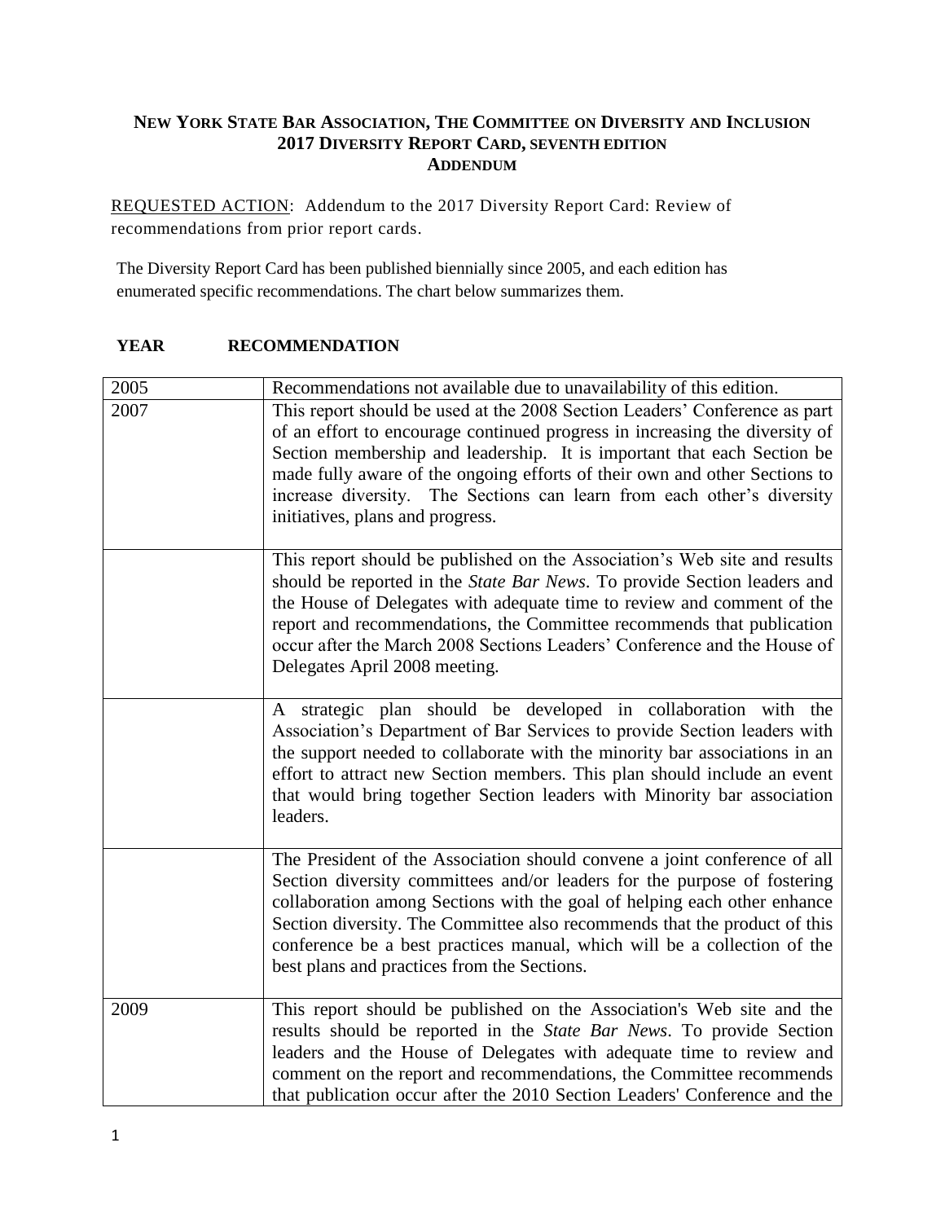**NEW YORK STATE BAR ASSOCIATION, THE COMMITTEE ON DIVERSITY AND INCLUSION**
**2017 DIVERSITY REPORT CARD, SEVENTH EDITION**
**ADDENDUM**

REQUESTED ACTION: Addendum to the 2017 Diversity Report Card: Review of recommendations from prior report cards.

The Diversity Report Card has been published biennially since 2005, and each edition has enumerated specific recommendations. The chart below summarizes them.

| **YEAR** | **RECOMMENDATION** |
|---|---|
| 2005 | Recommendations not available due to unavailability of this edition. |
| 2007 | This report should be used at the 2008 Section Leaders' Conference as part of an effort to encourage continued progress in increasing the diversity of Section membership and leadership. It is important that each Section be made fully aware of the ongoing efforts of their own and other Sections to increase diversity. The Sections can learn from each other's diversity initiatives, plans and progress. |
| | This report should be published on the Association's Web site and results should be reported in the *State Bar News*. To provide Section leaders and the House of Delegates with adequate time to review and comment of the report and recommendations, the Committee recommends that publication occur after the March 2008 Sections Leaders' Conference and the House of Delegates April 2008 meeting. |
| | A strategic plan should be developed in collaboration with the Association's Department of Bar Services to provide Section leaders with the support needed to collaborate with the minority bar associations in an effort to attract new Section members. This plan should include an event that would bring together Section leaders with Minority bar association leaders. |
| | The President of the Association should convene a joint conference of all Section diversity committees and/or leaders for the purpose of fostering collaboration among Sections with the goal of helping each other enhance Section diversity. The Committee also recommends that the product of this conference be a best practices manual, which will be a collection of the best plans and practices from the Sections. |
| 2009 | This report should be published on the Association's Web site and the results should be reported in the *State Bar News*. To provide Section leaders and the House of Delegates with adequate time to review and comment on the report and recommendations, the Committee recommends that publication occur after the 2010 Section Leaders' Conference and the |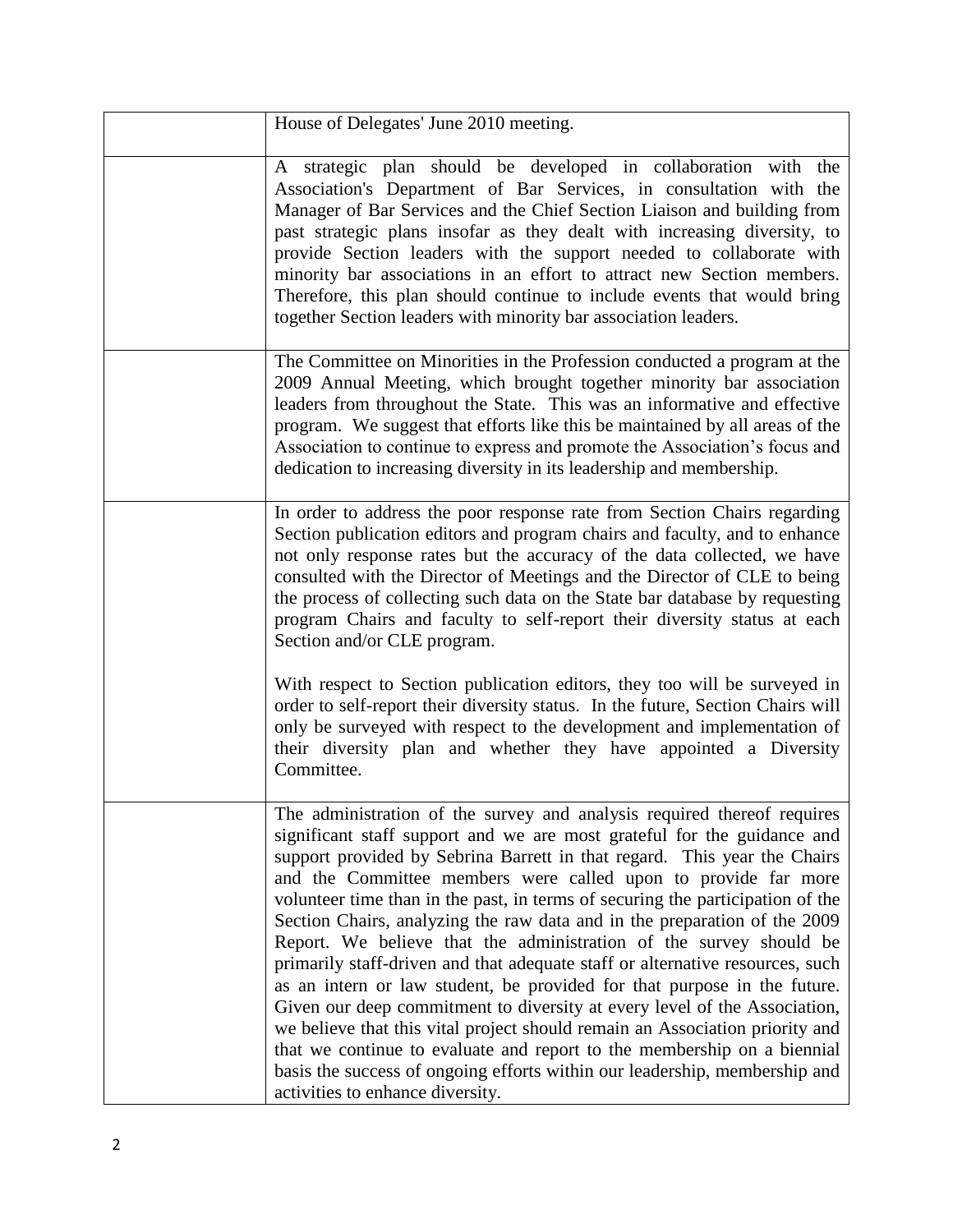| | |
|---|---|
| | House of Delegates' June 2010 meeting. |
| | A strategic plan should be developed in collaboration with the Association's Department of Bar Services, in consultation with the Manager of Bar Services and the Chief Section Liaison and building from past strategic plans insofar as they dealt with increasing diversity, to provide Section leaders with the support needed to collaborate with minority bar associations in an effort to attract new Section members. Therefore, this plan should continue to include events that would bring together Section leaders with minority bar association leaders. |
| | The Committee on Minorities in the Profession conducted a program at the 2009 Annual Meeting, which brought together minority bar association leaders from throughout the State. This was an informative and effective program. We suggest that efforts like this be maintained by all areas of the Association to continue to express and promote the Association's focus and dedication to increasing diversity in its leadership and membership. |
| | In order to address the poor response rate from Section Chairs regarding Section publication editors and program chairs and faculty, and to enhance not only response rates but the accuracy of the data collected, we have consulted with the Director of Meetings and the Director of CLE to being the process of collecting such data on the State bar database by requesting program Chairs and faculty to self-report their diversity status at each Section and/or CLE program.<br><br>With respect to Section publication editors, they too will be surveyed in order to self-report their diversity status. In the future, Section Chairs will only be surveyed with respect to the development and implementation of their diversity plan and whether they have appointed a Diversity Committee. |
| | The administration of the survey and analysis required thereof requires significant staff support and we are most grateful for the guidance and support provided by Sebrina Barrett in that regard. This year the Chairs and the Committee members were called upon to provide far more volunteer time than in the past, in terms of securing the participation of the Section Chairs, analyzing the raw data and in the preparation of the 2009 Report. We believe that the administration of the survey should be primarily staff-driven and that adequate staff or alternative resources, such as an intern or law student, be provided for that purpose in the future. Given our deep commitment to diversity at every level of the Association, we believe that this vital project should remain an Association priority and that we continue to evaluate and report to the membership on a biennial basis the success of ongoing efforts within our leadership, membership and activities to enhance diversity. |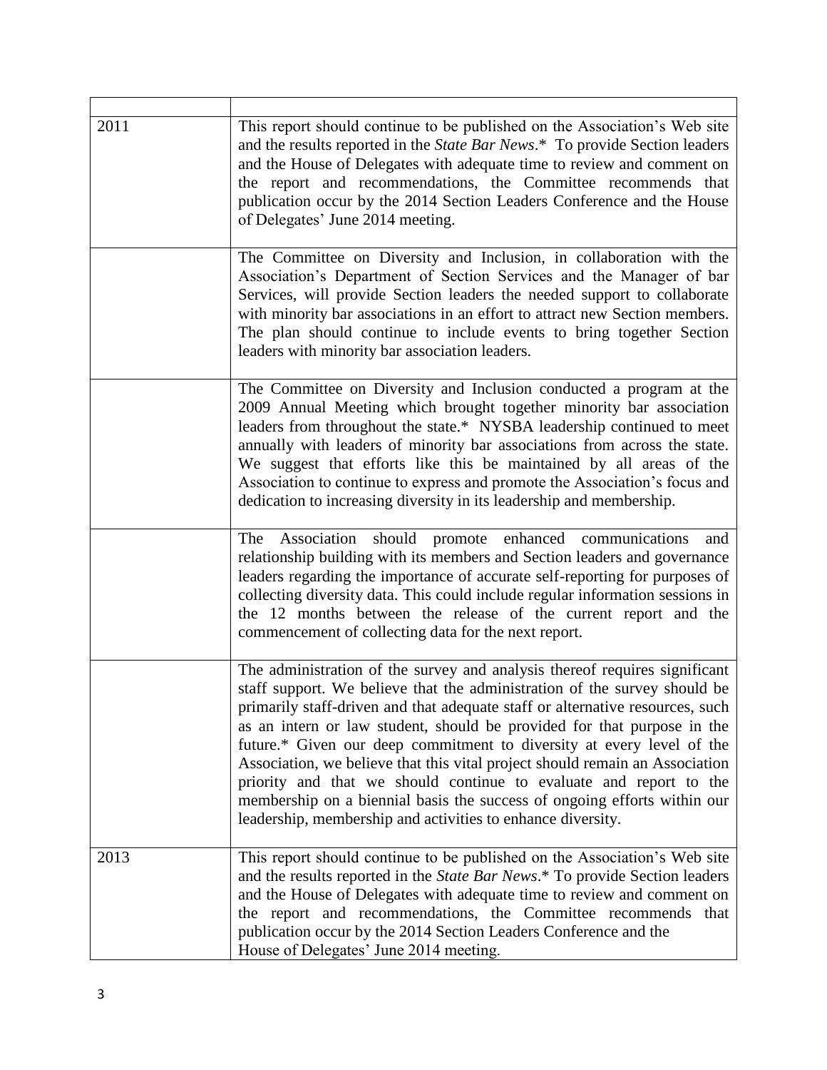| | |
|---|---|
| 2011 | This report should continue to be published on the Association's Web site and the results reported in the *State Bar News*.* To provide Section leaders and the House of Delegates with adequate time to review and comment on the report and recommendations, the Committee recommends that publication occur by the 2014 Section Leaders Conference and the House of Delegates' June 2014 meeting. |
| | The Committee on Diversity and Inclusion, in collaboration with the Association's Department of Section Services and the Manager of bar Services, will provide Section leaders the needed support to collaborate with minority bar associations in an effort to attract new Section members. The plan should continue to include events to bring together Section leaders with minority bar association leaders. |
| | The Committee on Diversity and Inclusion conducted a program at the 2009 Annual Meeting which brought together minority bar association leaders from throughout the state.* NYSBA leadership continued to meet annually with leaders of minority bar associations from across the state. We suggest that efforts like this be maintained by all areas of the Association to continue to express and promote the Association's focus and dedication to increasing diversity in its leadership and membership. |
| | The Association should promote enhanced communications and relationship building with its members and Section leaders and governance leaders regarding the importance of accurate self-reporting for purposes of collecting diversity data. This could include regular information sessions in the 12 months between the release of the current report and the commencement of collecting data for the next report. |
| | The administration of the survey and analysis thereof requires significant staff support. We believe that the administration of the survey should be primarily staff-driven and that adequate staff or alternative resources, such as an intern or law student, should be provided for that purpose in the future.* Given our deep commitment to diversity at every level of the Association, we believe that this vital project should remain an Association priority and that we should continue to evaluate and report to the membership on a biennial basis the success of ongoing efforts within our leadership, membership and activities to enhance diversity. |
| 2013 | This report should continue to be published on the Association's Web site and the results reported in the *State Bar News*.* To provide Section leaders and the House of Delegates with adequate time to review and comment on the report and recommendations, the Committee recommends that publication occur by the 2014 Section Leaders Conference and the House of Delegates' June 2014 meeting. |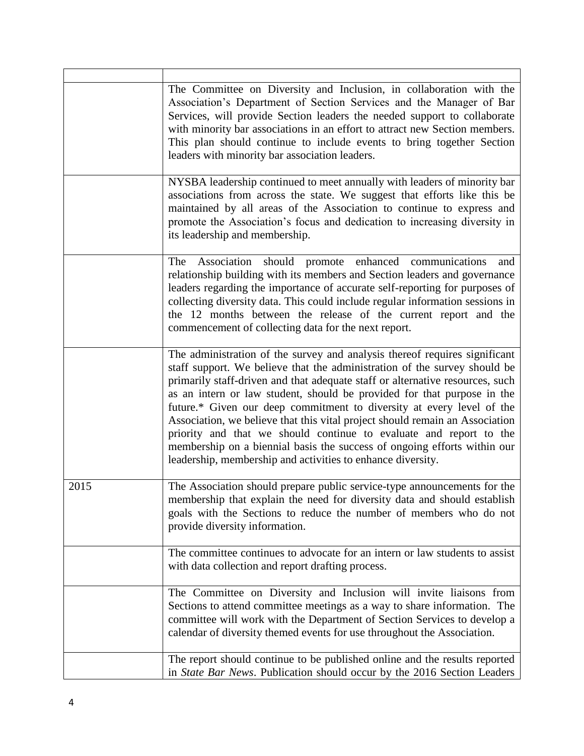| | |
|---|---|
| | The Committee on Diversity and Inclusion, in collaboration with the Association's Department of Section Services and the Manager of Bar Services, will provide Section leaders the needed support to collaborate with minority bar associations in an effort to attract new Section members. This plan should continue to include events to bring together Section leaders with minority bar association leaders. |
| | NYSBA leadership continued to meet annually with leaders of minority bar associations from across the state. We suggest that efforts like this be maintained by all areas of the Association to continue to express and promote the Association's focus and dedication to increasing diversity in its leadership and membership. |
| | The Association should promote enhanced communications and relationship building with its members and Section leaders and governance leaders regarding the importance of accurate self-reporting for purposes of collecting diversity data. This could include regular information sessions in the 12 months between the release of the current report and the commencement of collecting data for the next report. |
| | The administration of the survey and analysis thereof requires significant staff support. We believe that the administration of the survey should be primarily staff-driven and that adequate staff or alternative resources, such as an intern or law student, should be provided for that purpose in the future.* Given our deep commitment to diversity at every level of the Association, we believe that this vital project should remain an Association priority and that we should continue to evaluate and report to the membership on a biennial basis the success of ongoing efforts within our leadership, membership and activities to enhance diversity. |
| 2015 | The Association should prepare public service-type announcements for the membership that explain the need for diversity data and should establish goals with the Sections to reduce the number of members who do not provide diversity information. |
| | The committee continues to advocate for an intern or law students to assist with data collection and report drafting process. |
| | The Committee on Diversity and Inclusion will invite liaisons from Sections to attend committee meetings as a way to share information. The committee will work with the Department of Section Services to develop a calendar of diversity themed events for use throughout the Association. |
| | The report should continue to be published online and the results reported in *State Bar News*. Publication should occur by the 2016 Section Leaders |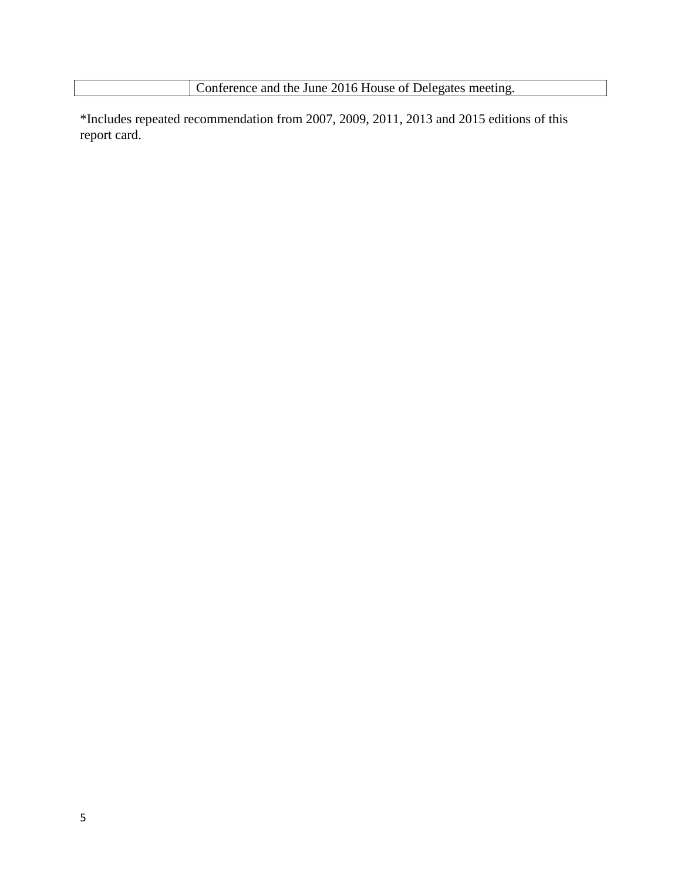| | |
|---|---|
| | Conference and the June 2016 House of Delegates meeting. |

*Includes repeated recommendation from 2007, 2009, 2011, 2013 and 2015 editions of this report card.